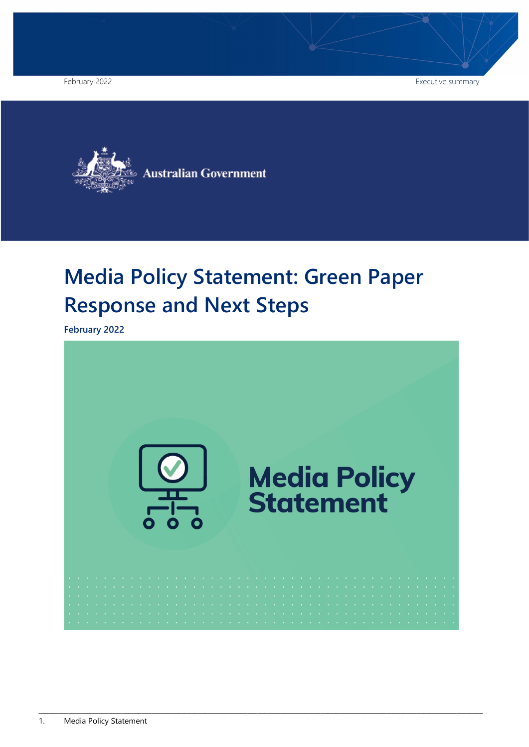Australian Government

# Media Policy Statement: Green Paper Response and Next Steps

**February 2022**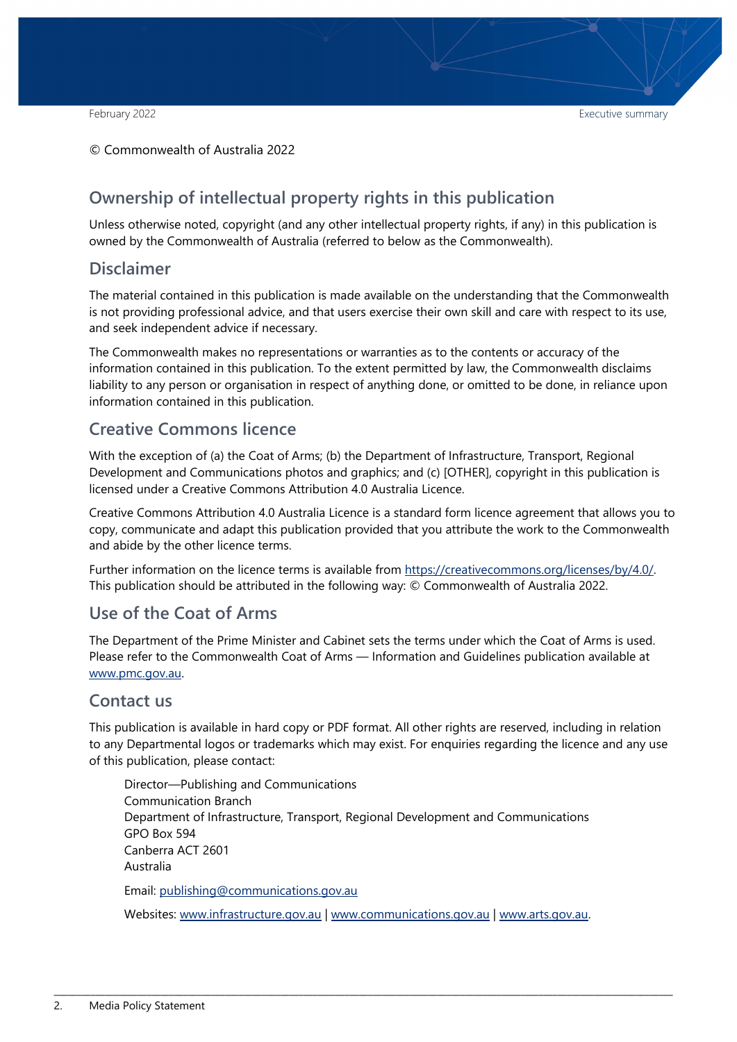© Commonwealth of Australia 2022

## Ownership of intellectual property rights in this publication

Unless otherwise noted, copyright (and any other intellectual property rights, if any) in this publication is owned by the Commonwealth of Australia (referred to below as the Commonwealth).

## Disclaimer

The material contained in this publication is made available on the understanding that the Commonwealth is not providing professional advice, and that users exercise their own skill and care with respect to its use, and seek independent advice if necessary.

The Commonwealth makes no representations or warranties as to the contents or accuracy of the information contained in this publication. To the extent permitted by law, the Commonwealth disclaims liability to any person or organisation in respect of anything done, or omitted to be done, in reliance upon information contained in this publication.

## Creative Commons licence

With the exception of (a) the Coat of Arms; (b) the Department of Infrastructure, Transport, Regional Development and Communications photos and graphics; and (c) [OTHER], copyright in this publication is licensed under a Creative Commons Attribution 4.0 Australia Licence.

Creative Commons Attribution 4.0 Australia Licence is a standard form licence agreement that allows you to copy, communicate and adapt this publication provided that you attribute the work to the Commonwealth and abide by the other licence terms.

Further information on the licence terms is available from https://creativecommons.org/licenses/by/4.0/. This publication should be attributed in the following way: © Commonwealth of Australia 2022.

## Use of the Coat of Arms

The Department of the Prime Minister and Cabinet sets the terms under which the Coat of Arms is used. Please refer to the Commonwealth Coat of Arms — Information and Guidelines publication available at www.pmc.gov.au.

## Contact us

This publication is available in hard copy or PDF format. All other rights are reserved, including in relation to any Departmental logos or trademarks which may exist. For enquiries regarding the licence and any use of this publication, please contact:

Director—Publishing and Communications
Communication Branch
Department of Infrastructure, Transport, Regional Development and Communications
GPO Box 594
Canberra ACT 2601
Australia

Email: publishing@communications.gov.au

Websites: www.infrastructure.gov.au | www.communications.gov.au | www.arts.gov.au.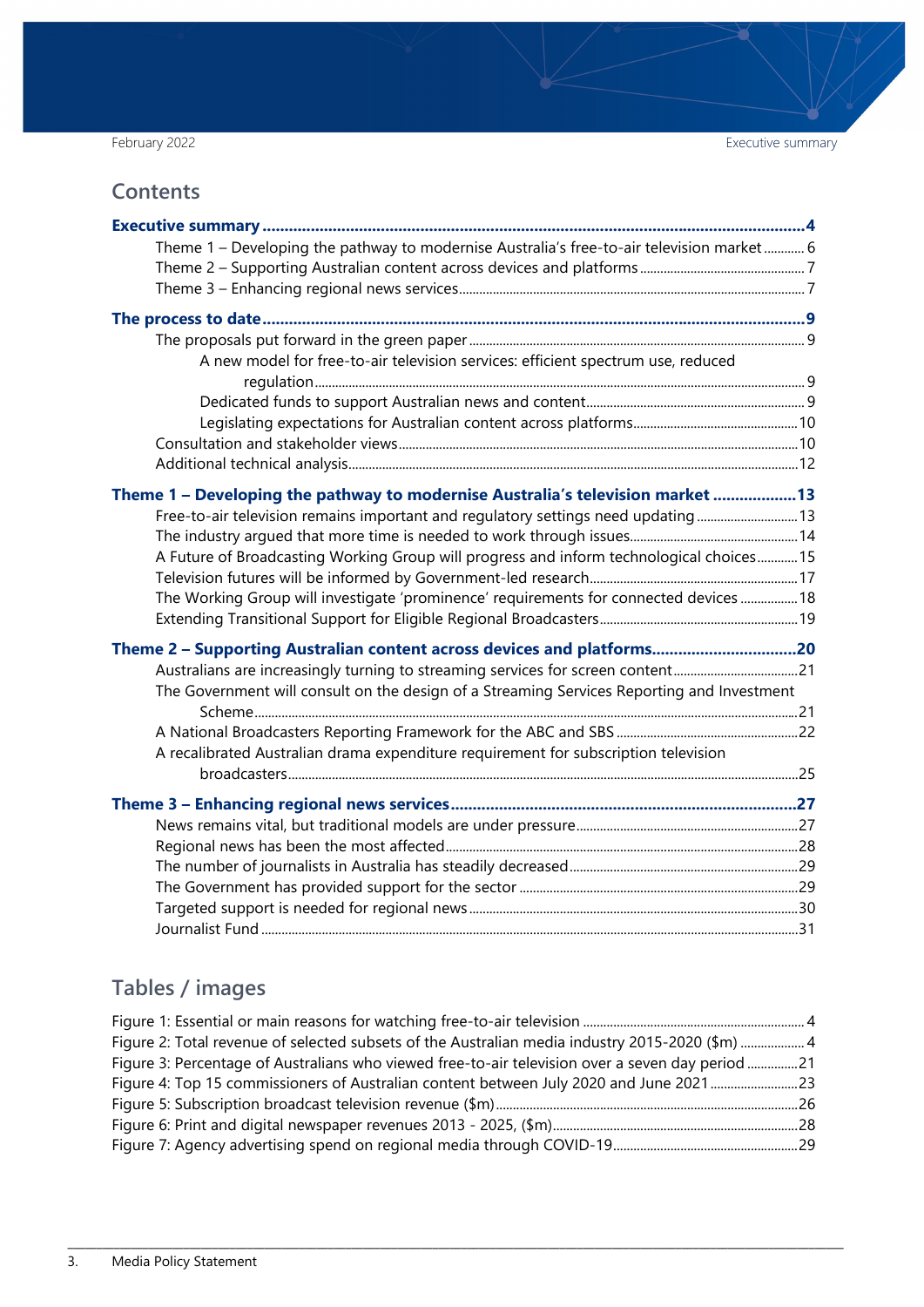## Contents

**Executive summary** ........................................................................................................ **4**
- Theme 1 – Developing the pathway to modernise Australia's free-to-air television market ............ 6
- Theme 2 – Supporting Australian content across devices and platforms ........................................ 7
- Theme 3 – Enhancing regional news services ........................................................................ 7

**The process to date** ........................................................................................................ **9**
- The proposals put forward in the green paper ........................................................................ 9
  - A new model for free-to-air television services: efficient spectrum use, reduced regulation ........................................................................................................ 9
  - Dedicated funds to support Australian news and content ................................................ 9
  - Legislating expectations for Australian content across platforms ................................... 10
- Consultation and stakeholder views ........................................................................................ 10
- Additional technical analysis ................................................................................................ 12

**Theme 1 – Developing the pathway to modernise Australia's television market** ................... **13**
- Free-to-air television remains important and regulatory settings need updating ........................ 13
- The industry argued that more time is needed to work through issues ....................................... 14
- A Future of Broadcasting Working Group will progress and inform technological choices ............ 15
- Television futures will be informed by Government-led research ............................................. 17
- The Working Group will investigate 'prominence' requirements for connected devices ................. 18
- Extending Transitional Support for Eligible Regional Broadcasters ............................................ 19

**Theme 2 – Supporting Australian content across devices and platforms** ................................. **20**
- Australians are increasingly turning to streaming services for screen content ............................ 21
- The Government will consult on the design of a Streaming Services Reporting and Investment Scheme ........................................................................................................ 21
- A National Broadcasters Reporting Framework for the ABC and SBS ........................................ 22
- A recalibrated Australian drama expenditure requirement for subscription television broadcasters ........................................................................................................ 25

**Theme 3 – Enhancing regional news services** ........................................................................ **27**
- News remains vital, but traditional models are under pressure ................................................ 27
- Regional news has been the most affected ............................................................................ 28
- The number of journalists in Australia has steadily decreased ................................................ 29
- The Government has provided support for the sector ............................................................. 29
- Targeted support is needed for regional news ........................................................................ 30
- Journalist Fund ........................................................................................................ 31

## Tables / images

- Figure 1: Essential or main reasons for watching free-to-air television .......................................... 4
- Figure 2: Total revenue of selected subsets of the Australian media industry 2015-2020 ($m) .......... 4
- Figure 3: Percentage of Australians who viewed free-to-air television over a seven day period ......... 21
- Figure 4: Top 15 commissioners of Australian content between July 2020 and June 2021 ................ 23
- Figure 5: Subscription broadcast television revenue ($m) .......................................................... 26
- Figure 6: Print and digital newspaper revenues 2013 - 2025, ($m) .............................................. 28
- Figure 7: Agency advertising spend on regional media through COVID-19 .................................... 29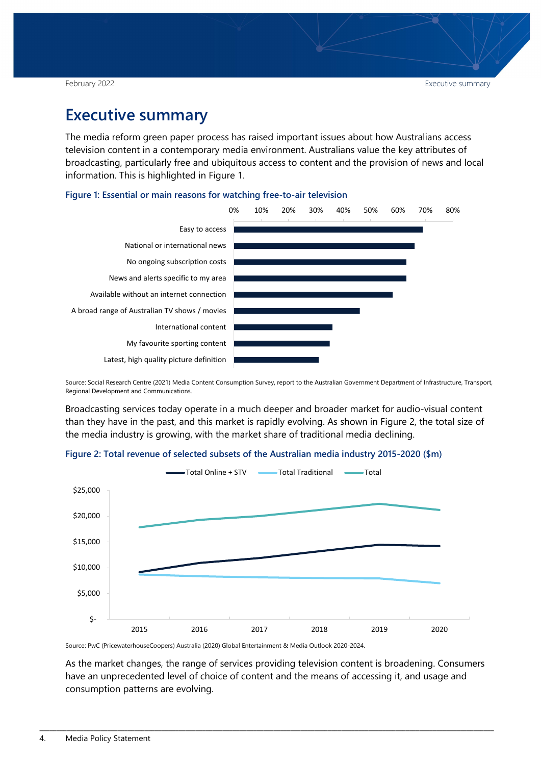# Executive summary

The media reform green paper process has raised important issues about how Australians access television content in a contemporary media environment. Australians value the key attributes of broadcasting, particularly free and ubiquitous access to content and the provision of news and local information. This is highlighted in Figure 1.

**Figure 1: Essential or main reasons for watching free-to-air television**

Source: Social Research Centre (2021) Media Content Consumption Survey, report to the Australian Government Department of Infrastructure, Transport, Regional Development and Communications.

Broadcasting services today operate in a much deeper and broader market for audio-visual content than they have in the past, and this market is rapidly evolving. As shown in Figure 2, the total size of the media industry is growing, with the market share of traditional media declining.

**Figure 2: Total revenue of selected subsets of the Australian media industry 2015-2020 ($m)**

Source: PwC (PricewaterhouseCoopers) Australia (2020) Global Entertainment & Media Outlook 2020-2024.

As the market changes, the range of services providing television content is broadening. Consumers have an unprecedented level of choice of content and the means of accessing it, and usage and consumption patterns are evolving.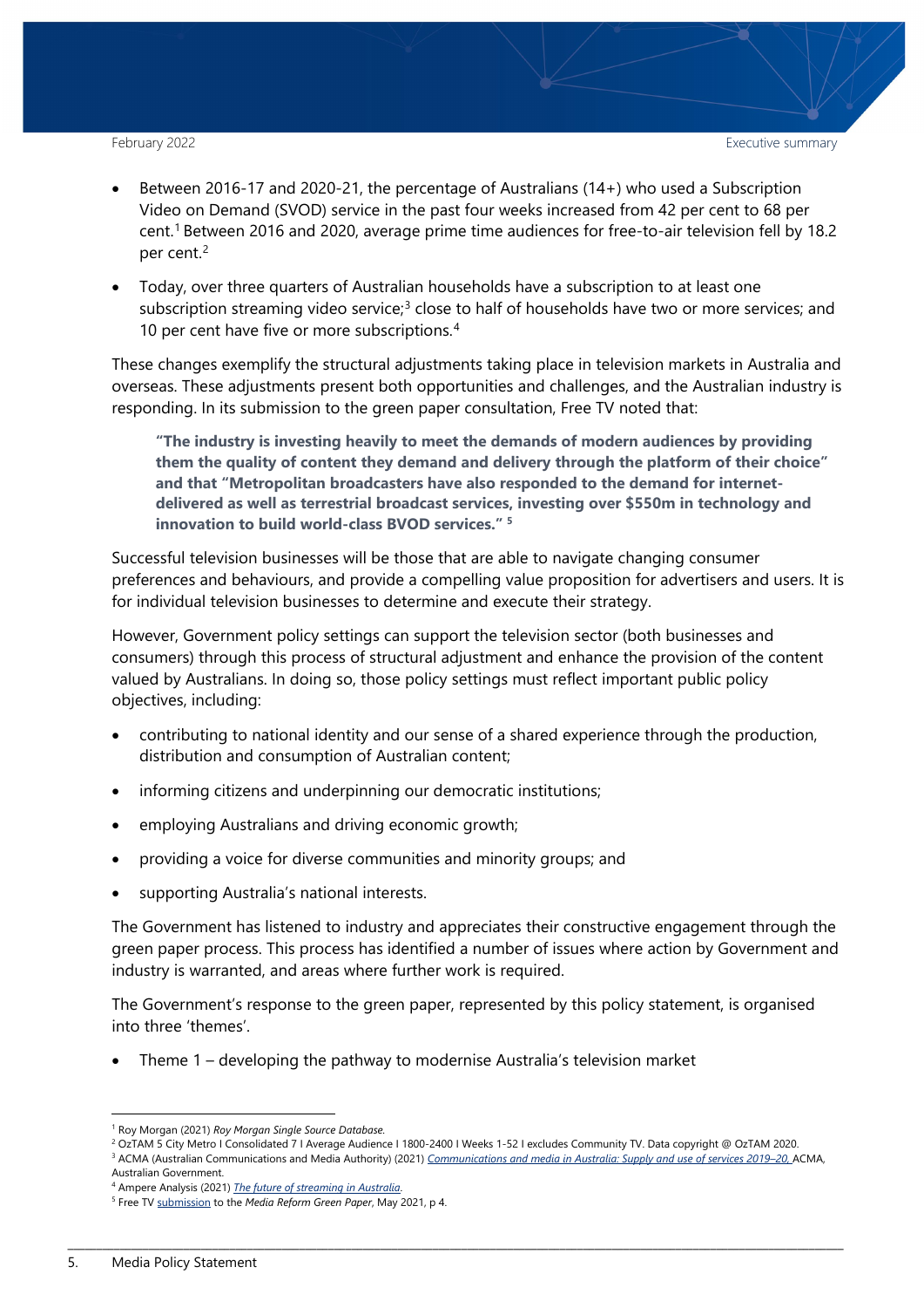- Between 2016-17 and 2020-21, the percentage of Australians (14+) who used a Subscription Video on Demand (SVOD) service in the past four weeks increased from 42 per cent to 68 per cent.[1] Between 2016 and 2020, average prime time audiences for free-to-air television fell by 18.2 per cent.[2]
- Today, over three quarters of Australian households have a subscription to at least one subscription streaming video service;[3] close to half of households have two or more services; and 10 per cent have five or more subscriptions.[4]

These changes exemplify the structural adjustments taking place in television markets in Australia and overseas. These adjustments present both opportunities and challenges, and the Australian industry is responding. In its submission to the green paper consultation, Free TV noted that:

> **"The industry is investing heavily to meet the demands of modern audiences by providing them the quality of content they demand and delivery through the platform of their choice" and that "Metropolitan broadcasters have also responded to the demand for internet-delivered as well as terrestrial broadcast services, investing over $550m in technology and innovation to build world-class BVOD services."** [5]

Successful television businesses will be those that are able to navigate changing consumer preferences and behaviours, and provide a compelling value proposition for advertisers and users. It is for individual television businesses to determine and execute their strategy.

However, Government policy settings can support the television sector (both businesses and consumers) through this process of structural adjustment and enhance the provision of the content valued by Australians. In doing so, those policy settings must reflect important public policy objectives, including:

- contributing to national identity and our sense of a shared experience through the production, distribution and consumption of Australian content;
- informing citizens and underpinning our democratic institutions;
- employing Australians and driving economic growth;
- providing a voice for diverse communities and minority groups; and
- supporting Australia's national interests.

The Government has listened to industry and appreciates their constructive engagement through the green paper process. This process has identified a number of issues where action by Government and industry is warranted, and areas where further work is required.

The Government's response to the green paper, represented by this policy statement, is organised into three 'themes'.

- Theme 1 – developing the pathway to modernise Australia's television market

---

[1] Roy Morgan (2021) *Roy Morgan Single Source Database.*

[2] OzTAM 5 City Metro I Consolidated 7 I Average Audience I 1800-2400 I Weeks 1-52 I excludes Community TV. Data copyright @ OzTAM 2020.

[3] ACMA (Australian Communications and Media Authority) (2021) *Communications and media in Australia: Supply and use of services 2019–20,* ACMA, Australian Government.

[4] Ampere Analysis (2021) *The future of streaming in Australia.*

[5] Free TV submission to the *Media Reform Green Paper*, May 2021, p 4.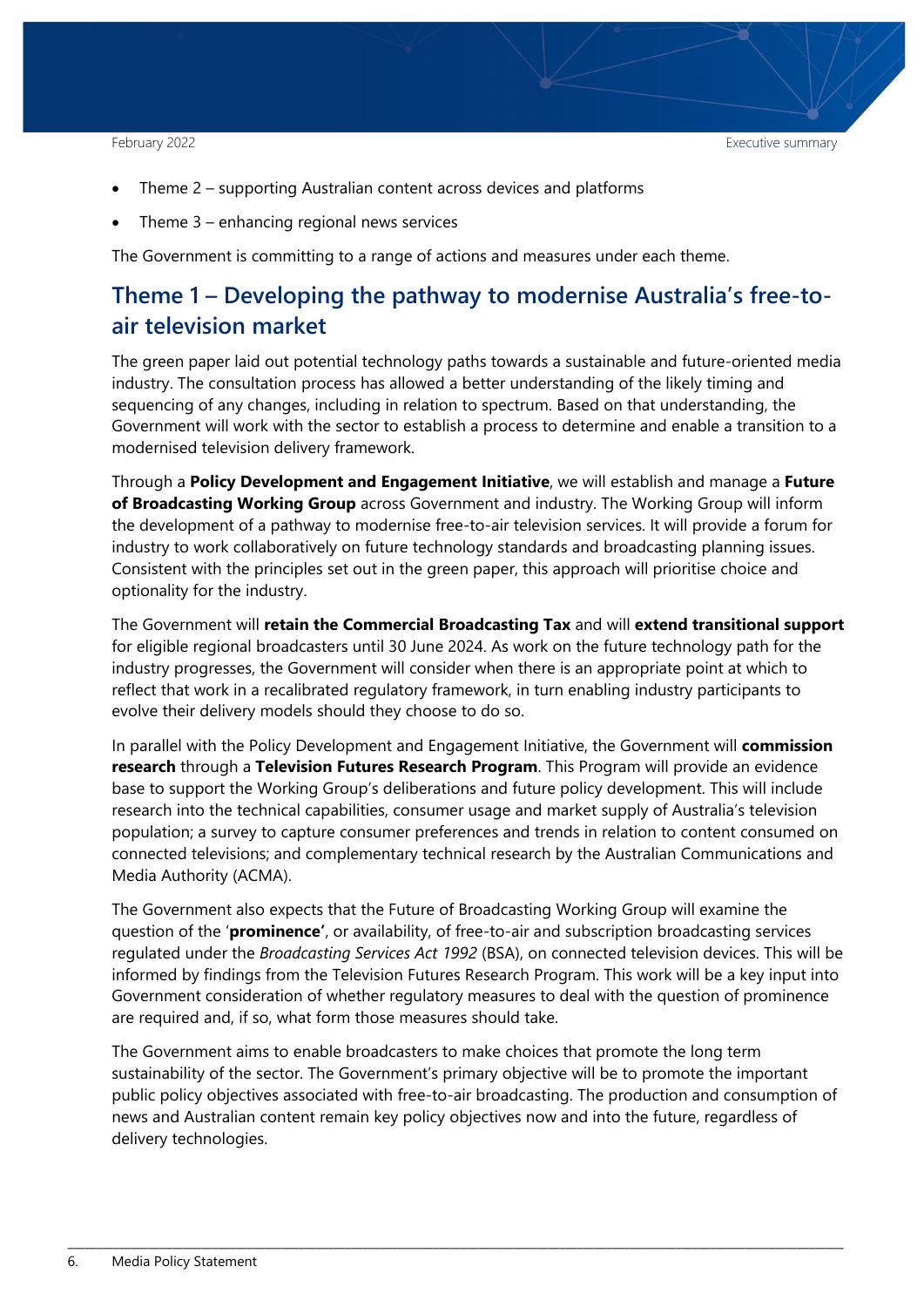- Theme 2 – supporting Australian content across devices and platforms
- Theme 3 – enhancing regional news services

The Government is committing to a range of actions and measures under each theme.

## Theme 1 – Developing the pathway to modernise Australia's free-to-air television market

The green paper laid out potential technology paths towards a sustainable and future-oriented media industry. The consultation process has allowed a better understanding of the likely timing and sequencing of any changes, including in relation to spectrum. Based on that understanding, the Government will work with the sector to establish a process to determine and enable a transition to a modernised television delivery framework.

Through a **Policy Development and Engagement Initiative**, we will establish and manage a **Future of Broadcasting Working Group** across Government and industry. The Working Group will inform the development of a pathway to modernise free-to-air television services. It will provide a forum for industry to work collaboratively on future technology standards and broadcasting planning issues. Consistent with the principles set out in the green paper, this approach will prioritise choice and optionality for the industry.

The Government will **retain the Commercial Broadcasting Tax** and will **extend transitional support** for eligible regional broadcasters until 30 June 2024. As work on the future technology path for the industry progresses, the Government will consider when there is an appropriate point at which to reflect that work in a recalibrated regulatory framework, in turn enabling industry participants to evolve their delivery models should they choose to do so.

In parallel with the Policy Development and Engagement Initiative, the Government will **commission research** through a **Television Futures Research Program**. This Program will provide an evidence base to support the Working Group's deliberations and future policy development. This will include research into the technical capabilities, consumer usage and market supply of Australia's television population; a survey to capture consumer preferences and trends in relation to content consumed on connected televisions; and complementary technical research by the Australian Communications and Media Authority (ACMA).

The Government also expects that the Future of Broadcasting Working Group will examine the question of the '**prominence'**, or availability, of free-to-air and subscription broadcasting services regulated under the *Broadcasting Services Act 1992* (BSA), on connected television devices. This will be informed by findings from the Television Futures Research Program. This work will be a key input into Government consideration of whether regulatory measures to deal with the question of prominence are required and, if so, what form those measures should take.

The Government aims to enable broadcasters to make choices that promote the long term sustainability of the sector. The Government's primary objective will be to promote the important public policy objectives associated with free-to-air broadcasting. The production and consumption of news and Australian content remain key policy objectives now and into the future, regardless of delivery technologies.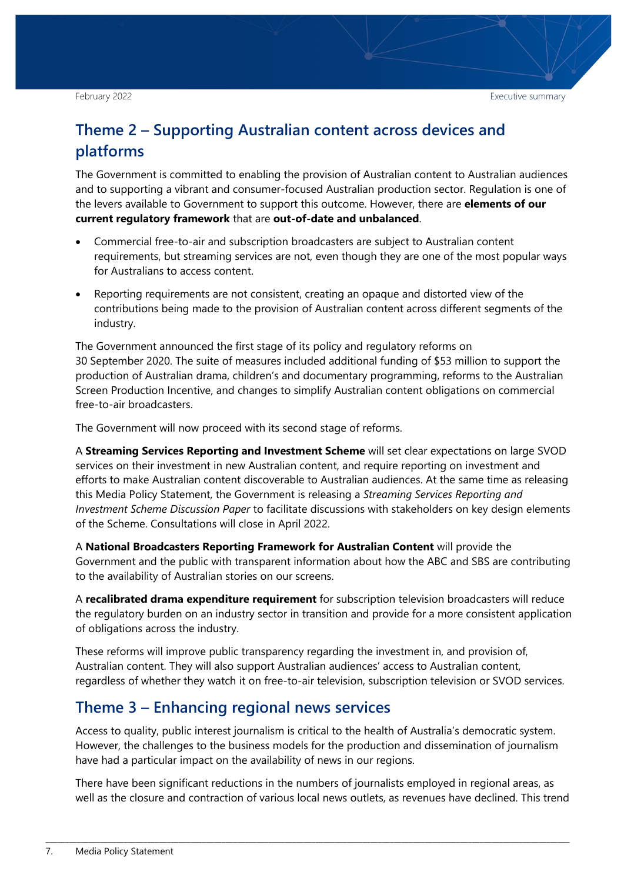## Theme 2 – Supporting Australian content across devices and platforms

The Government is committed to enabling the provision of Australian content to Australian audiences and to supporting a vibrant and consumer-focused Australian production sector. Regulation is one of the levers available to Government to support this outcome. However, there are **elements of our current regulatory framework** that are **out-of-date and unbalanced**.

- Commercial free-to-air and subscription broadcasters are subject to Australian content requirements, but streaming services are not, even though they are one of the most popular ways for Australians to access content.
- Reporting requirements are not consistent, creating an opaque and distorted view of the contributions being made to the provision of Australian content across different segments of the industry.

The Government announced the first stage of its policy and regulatory reforms on 30 September 2020. The suite of measures included additional funding of $53 million to support the production of Australian drama, children's and documentary programming, reforms to the Australian Screen Production Incentive, and changes to simplify Australian content obligations on commercial free-to-air broadcasters.

The Government will now proceed with its second stage of reforms.

A **Streaming Services Reporting and Investment Scheme** will set clear expectations on large SVOD services on their investment in new Australian content, and require reporting on investment and efforts to make Australian content discoverable to Australian audiences. At the same time as releasing this Media Policy Statement, the Government is releasing a *Streaming Services Reporting and Investment Scheme Discussion Paper* to facilitate discussions with stakeholders on key design elements of the Scheme. Consultations will close in April 2022.

A **National Broadcasters Reporting Framework for Australian Content** will provide the Government and the public with transparent information about how the ABC and SBS are contributing to the availability of Australian stories on our screens.

A **recalibrated drama expenditure requirement** for subscription television broadcasters will reduce the regulatory burden on an industry sector in transition and provide for a more consistent application of obligations across the industry.

These reforms will improve public transparency regarding the investment in, and provision of, Australian content. They will also support Australian audiences' access to Australian content, regardless of whether they watch it on free-to-air television, subscription television or SVOD services.

## Theme 3 – Enhancing regional news services

Access to quality, public interest journalism is critical to the health of Australia's democratic system. However, the challenges to the business models for the production and dissemination of journalism have had a particular impact on the availability of news in our regions.

There have been significant reductions in the numbers of journalists employed in regional areas, as well as the closure and contraction of various local news outlets, as revenues have declined. This trend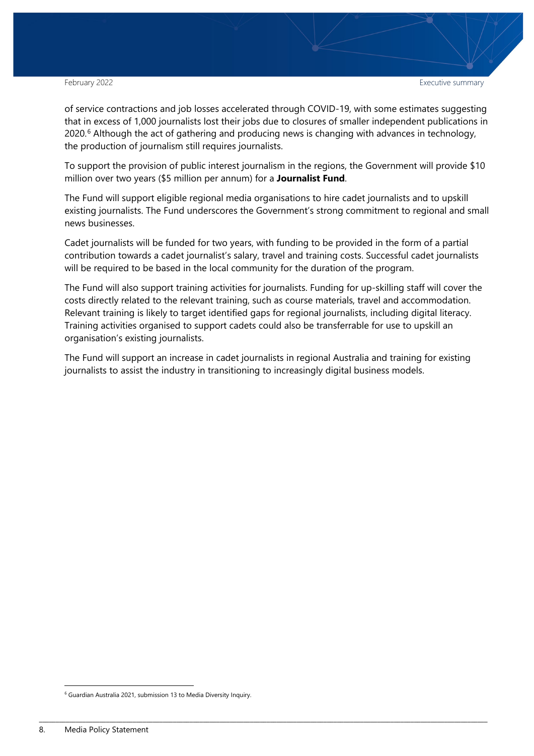of service contractions and job losses accelerated through COVID-19, with some estimates suggesting that in excess of 1,000 journalists lost their jobs due to closures of smaller independent publications in 2020.[6] Although the act of gathering and producing news is changing with advances in technology, the production of journalism still requires journalists.

To support the provision of public interest journalism in the regions, the Government will provide $10 million over two years ($5 million per annum) for a **Journalist Fund**.

The Fund will support eligible regional media organisations to hire cadet journalists and to upskill existing journalists. The Fund underscores the Government's strong commitment to regional and small news businesses.

Cadet journalists will be funded for two years, with funding to be provided in the form of a partial contribution towards a cadet journalist's salary, travel and training costs. Successful cadet journalists will be required to be based in the local community for the duration of the program.

The Fund will also support training activities for journalists. Funding for up-skilling staff will cover the costs directly related to the relevant training, such as course materials, travel and accommodation. Relevant training is likely to target identified gaps for regional journalists, including digital literacy. Training activities organised to support cadets could also be transferrable for use to upskill an organisation's existing journalists.

The Fund will support an increase in cadet journalists in regional Australia and training for existing journalists to assist the industry in transitioning to increasingly digital business models.

[6] Guardian Australia 2021, submission 13 to Media Diversity Inquiry.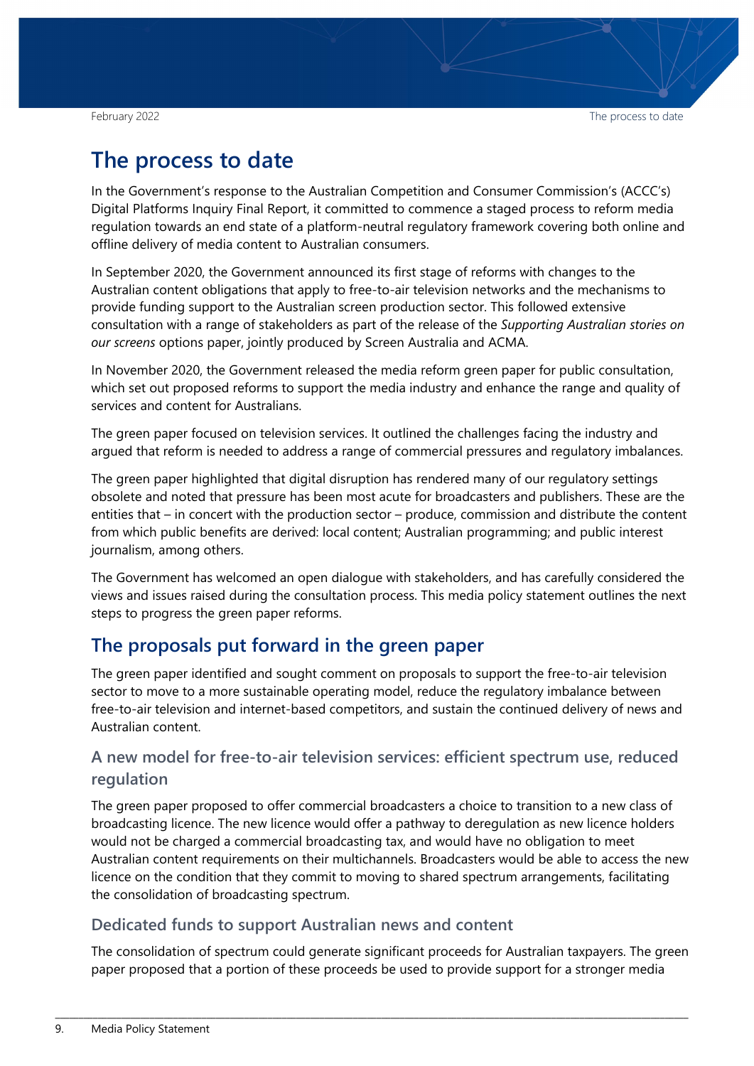# The process to date

In the Government's response to the Australian Competition and Consumer Commission's (ACCC's) Digital Platforms Inquiry Final Report, it committed to commence a staged process to reform media regulation towards an end state of a platform-neutral regulatory framework covering both online and offline delivery of media content to Australian consumers.

In September 2020, the Government announced its first stage of reforms with changes to the Australian content obligations that apply to free-to-air television networks and the mechanisms to provide funding support to the Australian screen production sector. This followed extensive consultation with a range of stakeholders as part of the release of the *Supporting Australian stories on our screens* options paper, jointly produced by Screen Australia and ACMA.

In November 2020, the Government released the media reform green paper for public consultation, which set out proposed reforms to support the media industry and enhance the range and quality of services and content for Australians.

The green paper focused on television services. It outlined the challenges facing the industry and argued that reform is needed to address a range of commercial pressures and regulatory imbalances.

The green paper highlighted that digital disruption has rendered many of our regulatory settings obsolete and noted that pressure has been most acute for broadcasters and publishers. These are the entities that – in concert with the production sector – produce, commission and distribute the content from which public benefits are derived: local content; Australian programming; and public interest journalism, among others.

The Government has welcomed an open dialogue with stakeholders, and has carefully considered the views and issues raised during the consultation process. This media policy statement outlines the next steps to progress the green paper reforms.

## The proposals put forward in the green paper

The green paper identified and sought comment on proposals to support the free-to-air television sector to move to a more sustainable operating model, reduce the regulatory imbalance between free-to-air television and internet-based competitors, and sustain the continued delivery of news and Australian content.

### A new model for free-to-air television services: efficient spectrum use, reduced regulation

The green paper proposed to offer commercial broadcasters a choice to transition to a new class of broadcasting licence. The new licence would offer a pathway to deregulation as new licence holders would not be charged a commercial broadcasting tax, and would have no obligation to meet Australian content requirements on their multichannels. Broadcasters would be able to access the new licence on the condition that they commit to moving to shared spectrum arrangements, facilitating the consolidation of broadcasting spectrum.

### Dedicated funds to support Australian news and content

The consolidation of spectrum could generate significant proceeds for Australian taxpayers. The green paper proposed that a portion of these proceeds be used to provide support for a stronger media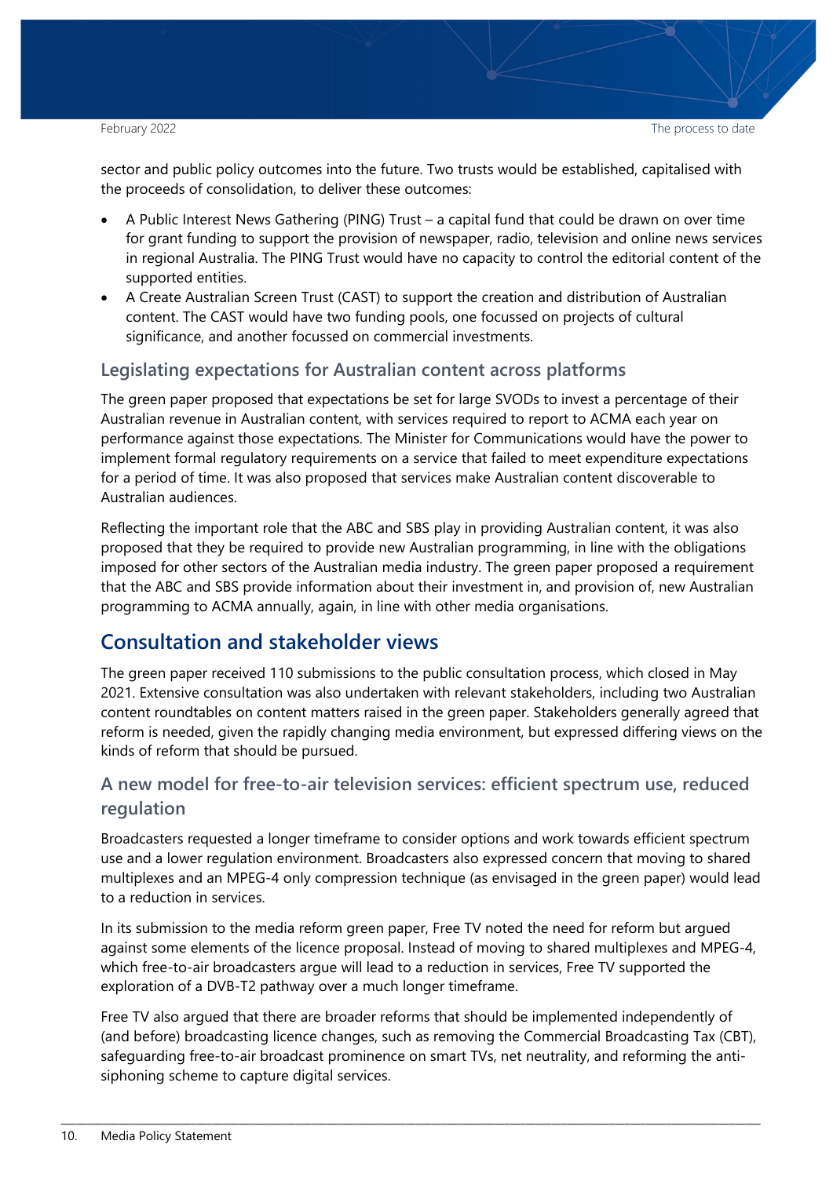sector and public policy outcomes into the future. Two trusts would be established, capitalised with the proceeds of consolidation, to deliver these outcomes:

- A Public Interest News Gathering (PING) Trust – a capital fund that could be drawn on over time for grant funding to support the provision of newspaper, radio, television and online news services in regional Australia. The PING Trust would have no capacity to control the editorial content of the supported entities.
- A Create Australian Screen Trust (CAST) to support the creation and distribution of Australian content. The CAST would have two funding pools, one focussed on projects of cultural significance, and another focussed on commercial investments.

### Legislating expectations for Australian content across platforms

The green paper proposed that expectations be set for large SVODs to invest a percentage of their Australian revenue in Australian content, with services required to report to ACMA each year on performance against those expectations. The Minister for Communications would have the power to implement formal regulatory requirements on a service that failed to meet expenditure expectations for a period of time. It was also proposed that services make Australian content discoverable to Australian audiences.

Reflecting the important role that the ABC and SBS play in providing Australian content, it was also proposed that they be required to provide new Australian programming, in line with the obligations imposed for other sectors of the Australian media industry. The green paper proposed a requirement that the ABC and SBS provide information about their investment in, and provision of, new Australian programming to ACMA annually, again, in line with other media organisations.

## Consultation and stakeholder views

The green paper received 110 submissions to the public consultation process, which closed in May 2021. Extensive consultation was also undertaken with relevant stakeholders, including two Australian content roundtables on content matters raised in the green paper. Stakeholders generally agreed that reform is needed, given the rapidly changing media environment, but expressed differing views on the kinds of reform that should be pursued.

### A new model for free-to-air television services: efficient spectrum use, reduced regulation

Broadcasters requested a longer timeframe to consider options and work towards efficient spectrum use and a lower regulation environment. Broadcasters also expressed concern that moving to shared multiplexes and an MPEG-4 only compression technique (as envisaged in the green paper) would lead to a reduction in services.

In its submission to the media reform green paper, Free TV noted the need for reform but argued against some elements of the licence proposal. Instead of moving to shared multiplexes and MPEG-4, which free-to-air broadcasters argue will lead to a reduction in services, Free TV supported the exploration of a DVB-T2 pathway over a much longer timeframe.

Free TV also argued that there are broader reforms that should be implemented independently of (and before) broadcasting licence changes, such as removing the Commercial Broadcasting Tax (CBT), safeguarding free-to-air broadcast prominence on smart TVs, net neutrality, and reforming the anti-siphoning scheme to capture digital services.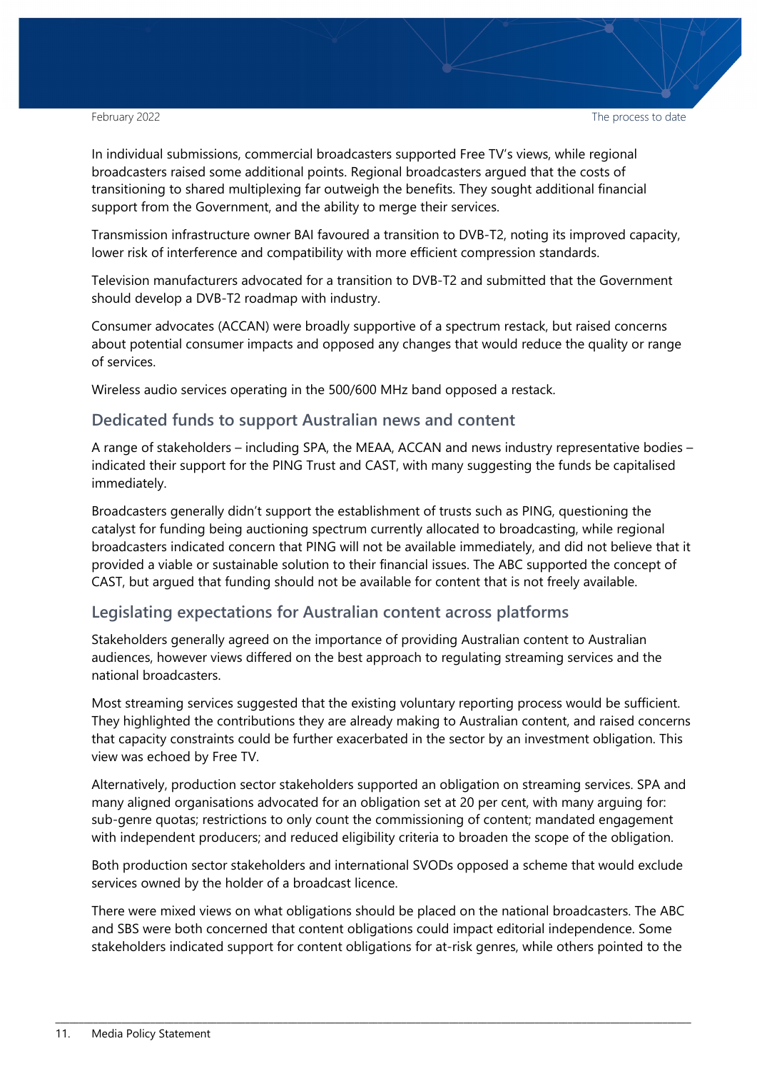In individual submissions, commercial broadcasters supported Free TV's views, while regional broadcasters raised some additional points. Regional broadcasters argued that the costs of transitioning to shared multiplexing far outweigh the benefits. They sought additional financial support from the Government, and the ability to merge their services.

Transmission infrastructure owner BAI favoured a transition to DVB-T2, noting its improved capacity, lower risk of interference and compatibility with more efficient compression standards.

Television manufacturers advocated for a transition to DVB-T2 and submitted that the Government should develop a DVB-T2 roadmap with industry.

Consumer advocates (ACCAN) were broadly supportive of a spectrum restack, but raised concerns about potential consumer impacts and opposed any changes that would reduce the quality or range of services.

Wireless audio services operating in the 500/600 MHz band opposed a restack.

## Dedicated funds to support Australian news and content

A range of stakeholders – including SPA, the MEAA, ACCAN and news industry representative bodies – indicated their support for the PING Trust and CAST, with many suggesting the funds be capitalised immediately.

Broadcasters generally didn't support the establishment of trusts such as PING, questioning the catalyst for funding being auctioning spectrum currently allocated to broadcasting, while regional broadcasters indicated concern that PING will not be available immediately, and did not believe that it provided a viable or sustainable solution to their financial issues. The ABC supported the concept of CAST, but argued that funding should not be available for content that is not freely available.

## Legislating expectations for Australian content across platforms

Stakeholders generally agreed on the importance of providing Australian content to Australian audiences, however views differed on the best approach to regulating streaming services and the national broadcasters.

Most streaming services suggested that the existing voluntary reporting process would be sufficient. They highlighted the contributions they are already making to Australian content, and raised concerns that capacity constraints could be further exacerbated in the sector by an investment obligation. This view was echoed by Free TV.

Alternatively, production sector stakeholders supported an obligation on streaming services. SPA and many aligned organisations advocated for an obligation set at 20 per cent, with many arguing for: sub-genre quotas; restrictions to only count the commissioning of content; mandated engagement with independent producers; and reduced eligibility criteria to broaden the scope of the obligation.

Both production sector stakeholders and international SVODs opposed a scheme that would exclude services owned by the holder of a broadcast licence.

There were mixed views on what obligations should be placed on the national broadcasters. The ABC and SBS were both concerned that content obligations could impact editorial independence. Some stakeholders indicated support for content obligations for at-risk genres, while others pointed to the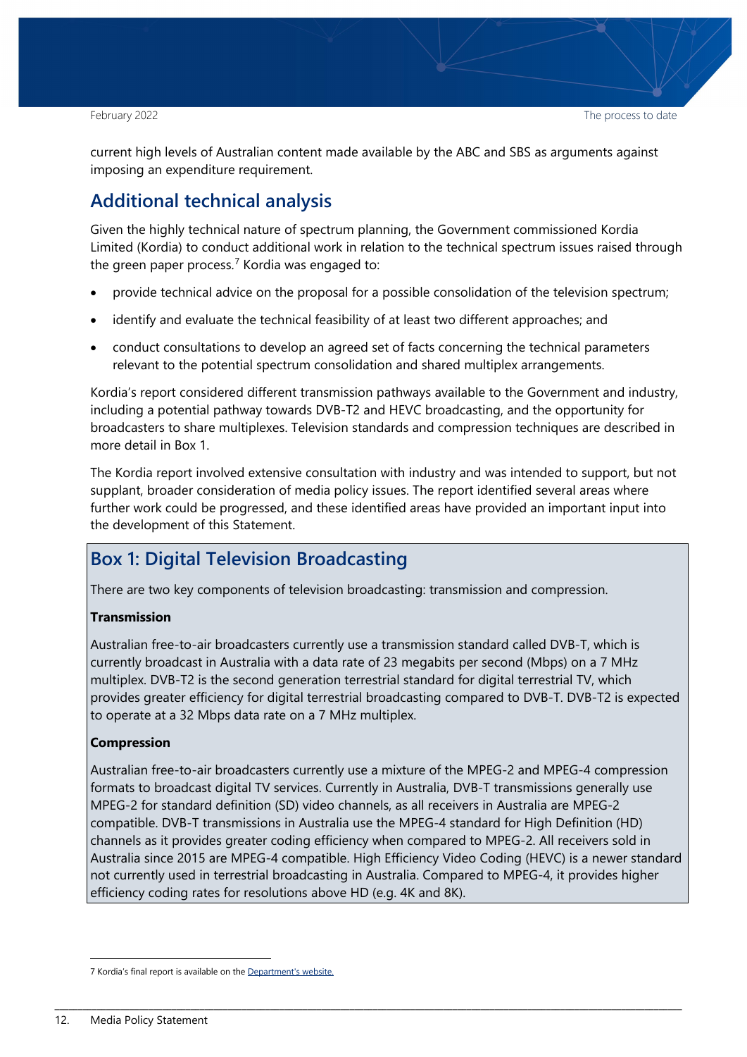current high levels of Australian content made available by the ABC and SBS as arguments against imposing an expenditure requirement.

## Additional technical analysis

Given the highly technical nature of spectrum planning, the Government commissioned Kordia Limited (Kordia) to conduct additional work in relation to the technical spectrum issues raised through the green paper process.[7] Kordia was engaged to:

- provide technical advice on the proposal for a possible consolidation of the television spectrum;
- identify and evaluate the technical feasibility of at least two different approaches; and
- conduct consultations to develop an agreed set of facts concerning the technical parameters relevant to the potential spectrum consolidation and shared multiplex arrangements.

Kordia's report considered different transmission pathways available to the Government and industry, including a potential pathway towards DVB-T2 and HEVC broadcasting, and the opportunity for broadcasters to share multiplexes. Television standards and compression techniques are described in more detail in Box 1.

The Kordia report involved extensive consultation with industry and was intended to support, but not supplant, broader consideration of media policy issues. The report identified several areas where further work could be progressed, and these identified areas have provided an important input into the development of this Statement.

## Box 1: Digital Television Broadcasting

There are two key components of television broadcasting: transmission and compression.

**Transmission**

Australian free-to-air broadcasters currently use a transmission standard called DVB-T, which is currently broadcast in Australia with a data rate of 23 megabits per second (Mbps) on a 7 MHz multiplex. DVB-T2 is the second generation terrestrial standard for digital terrestrial TV, which provides greater efficiency for digital terrestrial broadcasting compared to DVB-T. DVB-T2 is expected to operate at a 32 Mbps data rate on a 7 MHz multiplex.

**Compression**

Australian free-to-air broadcasters currently use a mixture of the MPEG-2 and MPEG-4 compression formats to broadcast digital TV services. Currently in Australia, DVB-T transmissions generally use MPEG-2 for standard definition (SD) video channels, as all receivers in Australia are MPEG-2 compatible. DVB-T transmissions in Australia use the MPEG-4 standard for High Definition (HD) channels as it provides greater coding efficiency when compared to MPEG-2. All receivers sold in Australia since 2015 are MPEG-4 compatible. High Efficiency Video Coding (HEVC) is a newer standard not currently used in terrestrial broadcasting in Australia. Compared to MPEG-4, it provides higher efficiency coding rates for resolutions above HD (e.g. 4K and 8K).

---

7 Kordia's final report is available on the Department's website.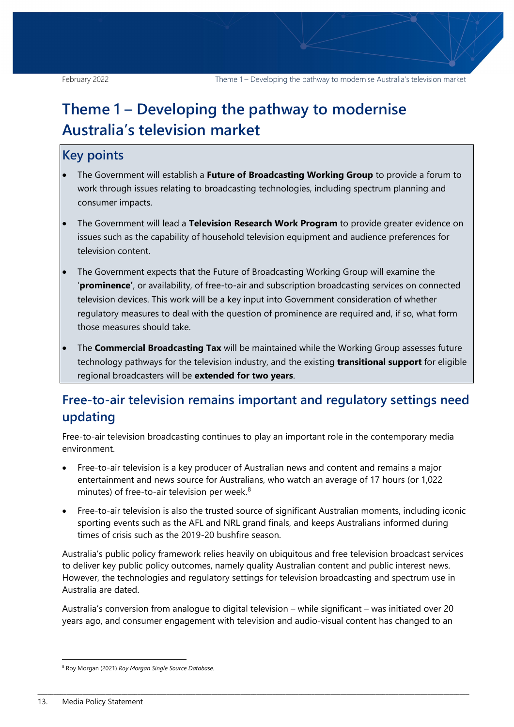# Theme 1 – Developing the pathway to modernise Australia's television market

## Key points

- The Government will establish a **Future of Broadcasting Working Group** to provide a forum to work through issues relating to broadcasting technologies, including spectrum planning and consumer impacts.
- The Government will lead a **Television Research Work Program** to provide greater evidence on issues such as the capability of household television equipment and audience preferences for television content.
- The Government expects that the Future of Broadcasting Working Group will examine the '**prominence'**, or availability, of free-to-air and subscription broadcasting services on connected television devices. This work will be a key input into Government consideration of whether regulatory measures to deal with the question of prominence are required and, if so, what form those measures should take.
- The **Commercial Broadcasting Tax** will be maintained while the Working Group assesses future technology pathways for the television industry, and the existing **transitional support** for eligible regional broadcasters will be **extended for two years**.

## Free-to-air television remains important and regulatory settings need updating

Free-to-air television broadcasting continues to play an important role in the contemporary media environment.

- Free-to-air television is a key producer of Australian news and content and remains a major entertainment and news source for Australians, who watch an average of 17 hours (or 1,022 minutes) of free-to-air television per week.[8]
- Free-to-air television is also the trusted source of significant Australian moments, including iconic sporting events such as the AFL and NRL grand finals, and keeps Australians informed during times of crisis such as the 2019-20 bushfire season.

Australia's public policy framework relies heavily on ubiquitous and free television broadcast services to deliver key public policy outcomes, namely quality Australian content and public interest news. However, the technologies and regulatory settings for television broadcasting and spectrum use in Australia are dated.

Australia's conversion from analogue to digital television – while significant – was initiated over 20 years ago, and consumer engagement with television and audio-visual content has changed to an

[8] Roy Morgan (2021) *Roy Morgan Single Source Database.*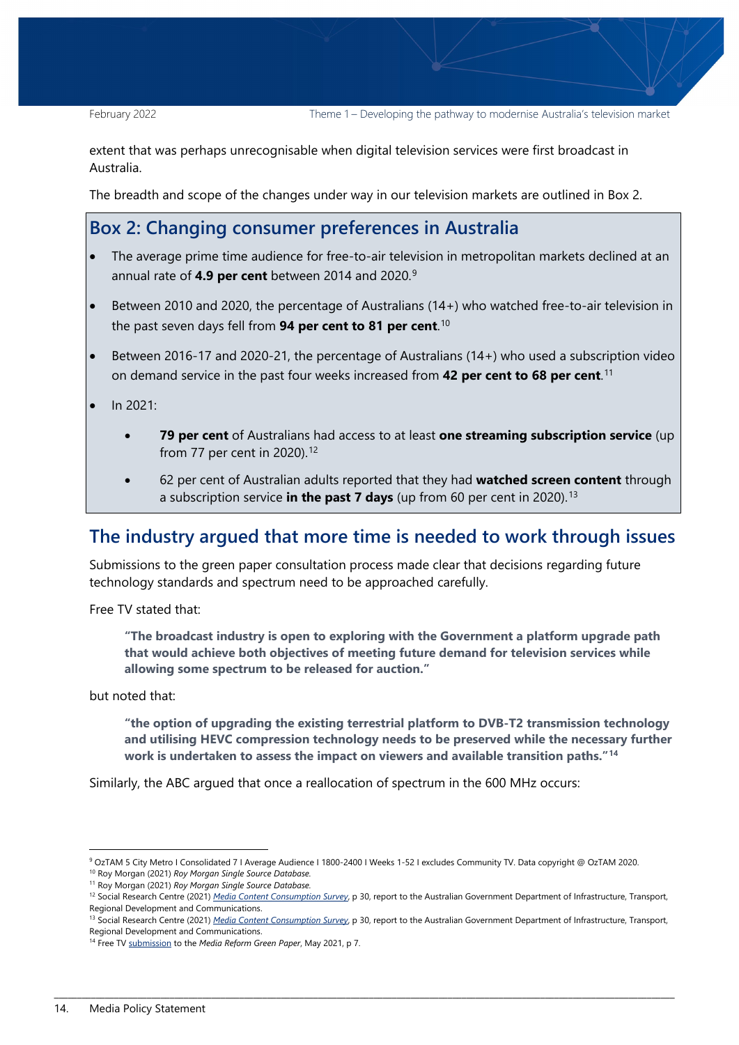extent that was perhaps unrecognisable when digital television services were first broadcast in Australia.

The breadth and scope of the changes under way in our television markets are outlined in Box 2.

## Box 2: Changing consumer preferences in Australia

- The average prime time audience for free-to-air television in metropolitan markets declined at an annual rate of **4.9 per cent** between 2014 and 2020.[9]
- Between 2010 and 2020, the percentage of Australians (14+) who watched free-to-air television in the past seven days fell from **94 per cent to 81 per cent**.[10]
- Between 2016-17 and 2020-21, the percentage of Australians (14+) who used a subscription video on demand service in the past four weeks increased from **42 per cent to 68 per cent**.[11]
- In 2021:
  - **79 per cent** of Australians had access to at least **one streaming subscription service** (up from 77 per cent in 2020).[12]
  - 62 per cent of Australian adults reported that they had **watched screen content** through a subscription service **in the past 7 days** (up from 60 per cent in 2020).[13]

## The industry argued that more time is needed to work through issues

Submissions to the green paper consultation process made clear that decisions regarding future technology standards and spectrum need to be approached carefully.

Free TV stated that:

> **"The broadcast industry is open to exploring with the Government a platform upgrade path that would achieve both objectives of meeting future demand for television services while allowing some spectrum to be released for auction."**

but noted that:

> **"the option of upgrading the existing terrestrial platform to DVB-T2 transmission technology and utilising HEVC compression technology needs to be preserved while the necessary further work is undertaken to assess the impact on viewers and available transition paths."[14]**

Similarly, the ABC argued that once a reallocation of spectrum in the 600 MHz occurs:

---

[9] OzTAM 5 City Metro I Consolidated 7 I Average Audience I 1800-2400 I Weeks 1-52 I excludes Community TV. Data copyright @ OzTAM 2020.

[10] Roy Morgan (2021) *Roy Morgan Single Source Database.*

[11] Roy Morgan (2021) *Roy Morgan Single Source Database.*

[12] Social Research Centre (2021) *Media Content Consumption Survey*, p 30, report to the Australian Government Department of Infrastructure, Transport, Regional Development and Communications.

[13] Social Research Centre (2021) *Media Content Consumption Survey*, p 30, report to the Australian Government Department of Infrastructure, Transport, Regional Development and Communications.

[14] Free TV submission to the *Media Reform Green Paper*, May 2021, p 7.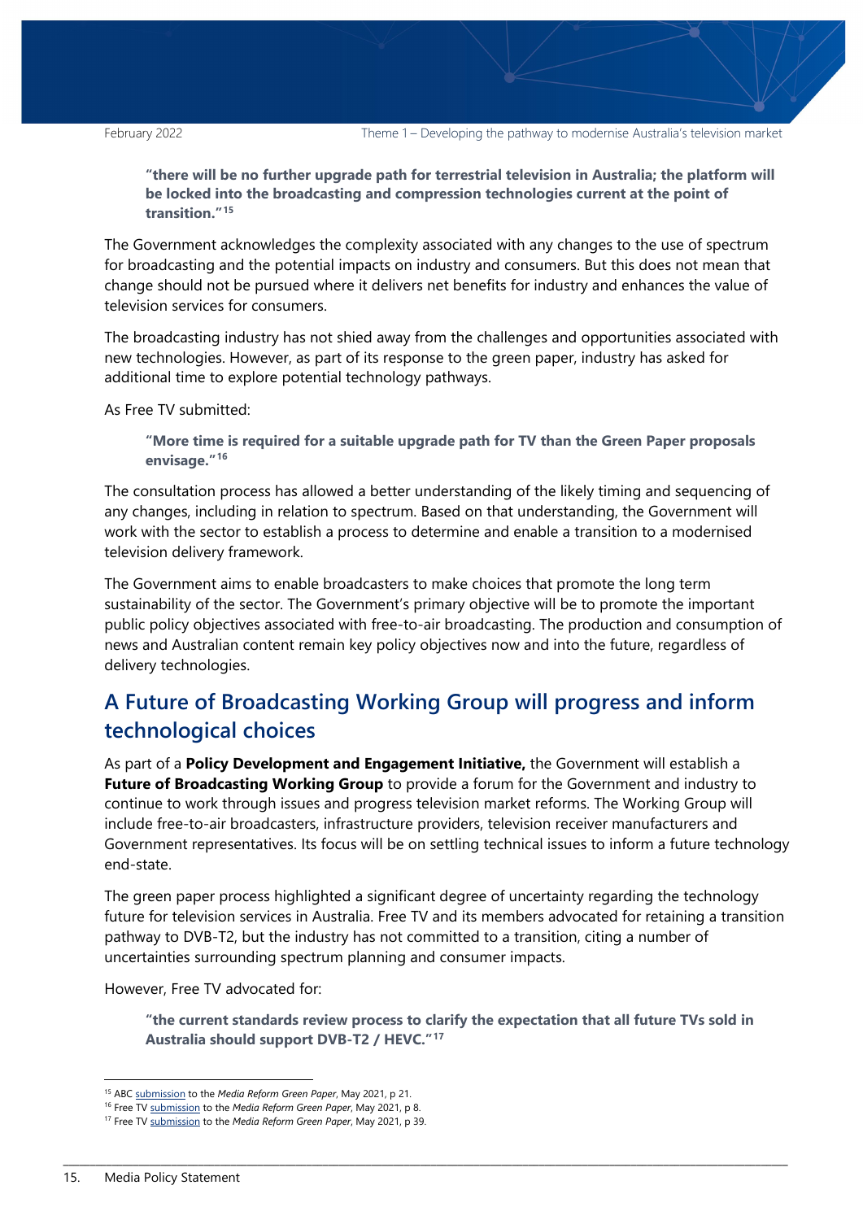> **"there will be no further upgrade path for terrestrial television in Australia; the platform will be locked into the broadcasting and compression technologies current at the point of transition."[15]**

The Government acknowledges the complexity associated with any changes to the use of spectrum for broadcasting and the potential impacts on industry and consumers. But this does not mean that change should not be pursued where it delivers net benefits for industry and enhances the value of television services for consumers.

The broadcasting industry has not shied away from the challenges and opportunities associated with new technologies. However, as part of its response to the green paper, industry has asked for additional time to explore potential technology pathways.

As Free TV submitted:

> **"More time is required for a suitable upgrade path for TV than the Green Paper proposals envisage."[16]**

The consultation process has allowed a better understanding of the likely timing and sequencing of any changes, including in relation to spectrum. Based on that understanding, the Government will work with the sector to establish a process to determine and enable a transition to a modernised television delivery framework.

The Government aims to enable broadcasters to make choices that promote the long term sustainability of the sector. The Government's primary objective will be to promote the important public policy objectives associated with free-to-air broadcasting. The production and consumption of news and Australian content remain key policy objectives now and into the future, regardless of delivery technologies.

## A Future of Broadcasting Working Group will progress and inform technological choices

As part of a **Policy Development and Engagement Initiative,** the Government will establish a **Future of Broadcasting Working Group** to provide a forum for the Government and industry to continue to work through issues and progress television market reforms. The Working Group will include free-to-air broadcasters, infrastructure providers, television receiver manufacturers and Government representatives. Its focus will be on settling technical issues to inform a future technology end-state.

The green paper process highlighted a significant degree of uncertainty regarding the technology future for television services in Australia. Free TV and its members advocated for retaining a transition pathway to DVB-T2, but the industry has not committed to a transition, citing a number of uncertainties surrounding spectrum planning and consumer impacts.

However, Free TV advocated for:

> **"the current standards review process to clarify the expectation that all future TVs sold in Australia should support DVB-T2 / HEVC."[17]**

---

[15] ABC submission to the *Media Reform Green Paper*, May 2021, p 21.
[16] Free TV submission to the *Media Reform Green Paper*, May 2021, p 8.
[17] Free TV submission to the *Media Reform Green Paper*, May 2021, p 39.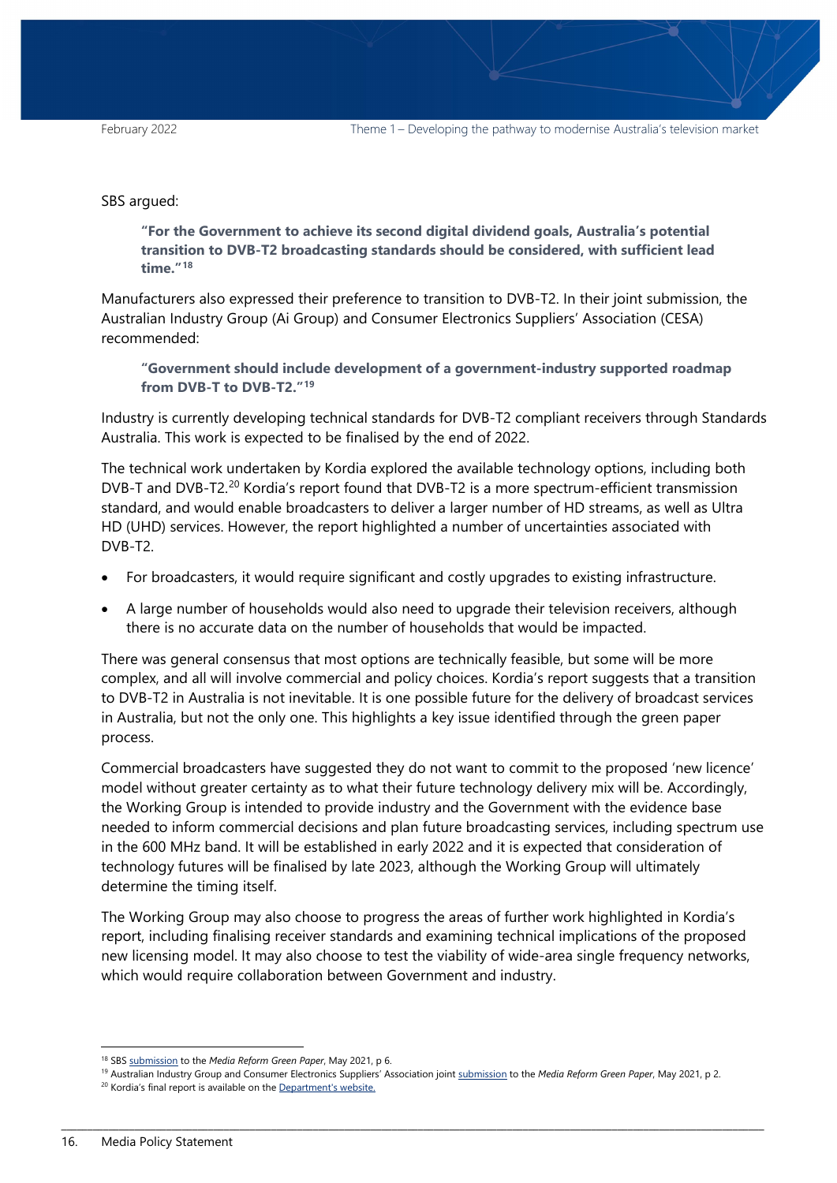SBS argued:

> **"For the Government to achieve its second digital dividend goals, Australia's potential transition to DVB-T2 broadcasting standards should be considered, with sufficient lead time."[18]**

Manufacturers also expressed their preference to transition to DVB-T2. In their joint submission, the Australian Industry Group (Ai Group) and Consumer Electronics Suppliers' Association (CESA) recommended:

> **"Government should include development of a government-industry supported roadmap from DVB-T to DVB-T2."[19]**

Industry is currently developing technical standards for DVB-T2 compliant receivers through Standards Australia. This work is expected to be finalised by the end of 2022.

The technical work undertaken by Kordia explored the available technology options, including both DVB-T and DVB-T2.[20] Kordia's report found that DVB-T2 is a more spectrum-efficient transmission standard, and would enable broadcasters to deliver a larger number of HD streams, as well as Ultra HD (UHD) services. However, the report highlighted a number of uncertainties associated with DVB-T2.

- For broadcasters, it would require significant and costly upgrades to existing infrastructure.
- A large number of households would also need to upgrade their television receivers, although there is no accurate data on the number of households that would be impacted.

There was general consensus that most options are technically feasible, but some will be more complex, and all will involve commercial and policy choices. Kordia's report suggests that a transition to DVB-T2 in Australia is not inevitable. It is one possible future for the delivery of broadcast services in Australia, but not the only one. This highlights a key issue identified through the green paper process.

Commercial broadcasters have suggested they do not want to commit to the proposed 'new licence' model without greater certainty as to what their future technology delivery mix will be. Accordingly, the Working Group is intended to provide industry and the Government with the evidence base needed to inform commercial decisions and plan future broadcasting services, including spectrum use in the 600 MHz band. It will be established in early 2022 and it is expected that consideration of technology futures will be finalised by late 2023, although the Working Group will ultimately determine the timing itself.

The Working Group may also choose to progress the areas of further work highlighted in Kordia's report, including finalising receiver standards and examining technical implications of the proposed new licensing model. It may also choose to test the viability of wide-area single frequency networks, which would require collaboration between Government and industry.

---

[18] SBS submission to the *Media Reform Green Paper*, May 2021, p 6.

[19] Australian Industry Group and Consumer Electronics Suppliers' Association joint submission to the *Media Reform Green Paper*, May 2021, p 2.

[20] Kordia's final report is available on the Department's website.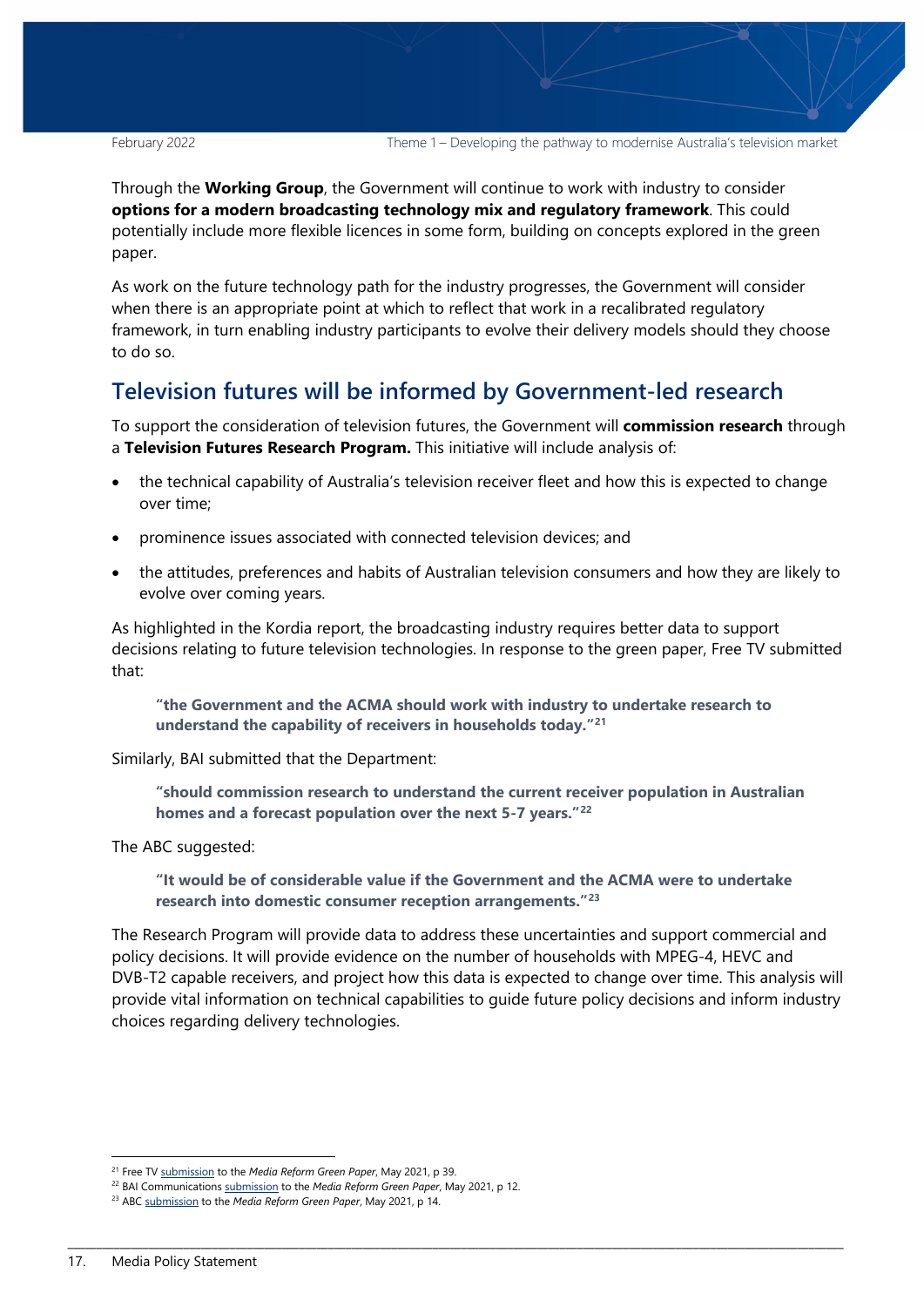Through the **Working Group**, the Government will continue to work with industry to consider **options for a modern broadcasting technology mix and regulatory framework**. This could potentially include more flexible licences in some form, building on concepts explored in the green paper.

As work on the future technology path for the industry progresses, the Government will consider when there is an appropriate point at which to reflect that work in a recalibrated regulatory framework, in turn enabling industry participants to evolve their delivery models should they choose to do so.

## Television futures will be informed by Government-led research

To support the consideration of television futures, the Government will **commission research** through a **Television Futures Research Program.** This initiative will include analysis of:

- the technical capability of Australia's television receiver fleet and how this is expected to change over time;
- prominence issues associated with connected television devices; and
- the attitudes, preferences and habits of Australian television consumers and how they are likely to evolve over coming years.

As highlighted in the Kordia report, the broadcasting industry requires better data to support decisions relating to future television technologies. In response to the green paper, Free TV submitted that:

> **"the Government and the ACMA should work with industry to undertake research to understand the capability of receivers in households today."[21]**

Similarly, BAI submitted that the Department:

> **"should commission research to understand the current receiver population in Australian homes and a forecast population over the next 5-7 years."[22]**

The ABC suggested:

> **"It would be of considerable value if the Government and the ACMA were to undertake research into domestic consumer reception arrangements."[23]**

The Research Program will provide data to address these uncertainties and support commercial and policy decisions. It will provide evidence on the number of households with MPEG-4, HEVC and DVB-T2 capable receivers, and project how this data is expected to change over time. This analysis will provide vital information on technical capabilities to guide future policy decisions and inform industry choices regarding delivery technologies.

---

[21] Free TV submission to the *Media Reform Green Paper*, May 2021, p 39.

[22] BAI Communications submission to the *Media Reform Green Paper*, May 2021, p 12.

[23] ABC submission to the *Media Reform Green Paper*, May 2021, p 14.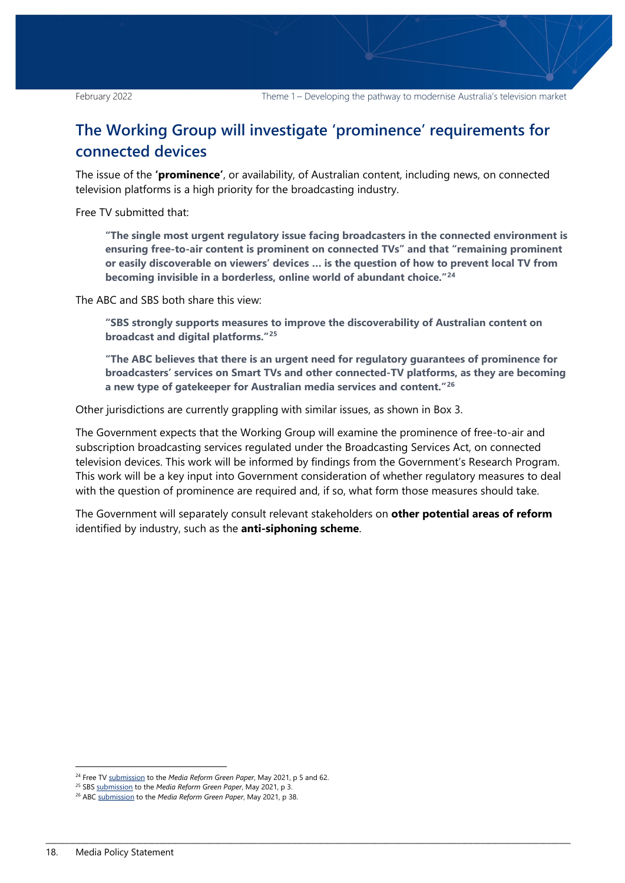## The Working Group will investigate 'prominence' requirements for connected devices

The issue of the **'prominence'**, or availability, of Australian content, including news, on connected television platforms is a high priority for the broadcasting industry.

Free TV submitted that:

> **"The single most urgent regulatory issue facing broadcasters in the connected environment is ensuring free-to-air content is prominent on connected TVs" and that "remaining prominent or easily discoverable on viewers' devices … is the question of how to prevent local TV from becoming invisible in a borderless, online world of abundant choice."[24]**

The ABC and SBS both share this view:

> **"SBS strongly supports measures to improve the discoverability of Australian content on broadcast and digital platforms."[25]**
>
> **"The ABC believes that there is an urgent need for regulatory guarantees of prominence for broadcasters' services on Smart TVs and other connected-TV platforms, as they are becoming a new type of gatekeeper for Australian media services and content."[26]**

Other jurisdictions are currently grappling with similar issues, as shown in Box 3.

The Government expects that the Working Group will examine the prominence of free-to-air and subscription broadcasting services regulated under the Broadcasting Services Act, on connected television devices. This work will be informed by findings from the Government's Research Program. This work will be a key input into Government consideration of whether regulatory measures to deal with the question of prominence are required and, if so, what form those measures should take.

The Government will separately consult relevant stakeholders on **other potential areas of reform** identified by industry, such as the **anti-siphoning scheme**.

---

[24] Free TV submission to the *Media Reform Green Paper*, May 2021, p 5 and 62.

[25] SBS submission to the *Media Reform Green Paper*, May 2021, p 3.

[26] ABC submission to the *Media Reform Green Paper*, May 2021, p 38.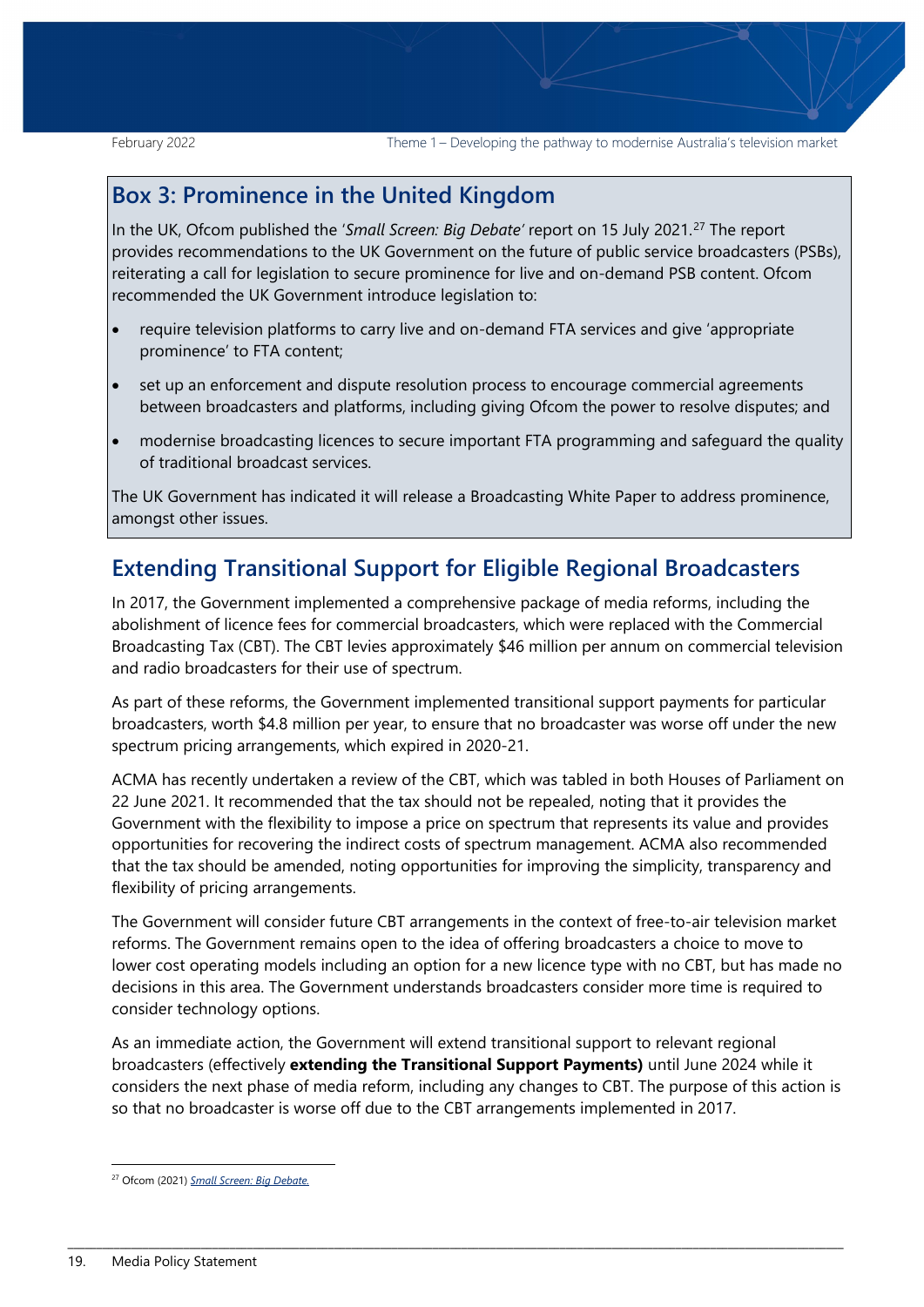## Box 3: Prominence in the United Kingdom

In the UK, Ofcom published the '*Small Screen: Big Debate'* report on 15 July 2021.[27] The report provides recommendations to the UK Government on the future of public service broadcasters (PSBs), reiterating a call for legislation to secure prominence for live and on-demand PSB content. Ofcom recommended the UK Government introduce legislation to:

- require television platforms to carry live and on-demand FTA services and give 'appropriate prominence' to FTA content;
- set up an enforcement and dispute resolution process to encourage commercial agreements between broadcasters and platforms, including giving Ofcom the power to resolve disputes; and
- modernise broadcasting licences to secure important FTA programming and safeguard the quality of traditional broadcast services.

The UK Government has indicated it will release a Broadcasting White Paper to address prominence, amongst other issues.

## Extending Transitional Support for Eligible Regional Broadcasters

In 2017, the Government implemented a comprehensive package of media reforms, including the abolishment of licence fees for commercial broadcasters, which were replaced with the Commercial Broadcasting Tax (CBT). The CBT levies approximately $46 million per annum on commercial television and radio broadcasters for their use of spectrum.

As part of these reforms, the Government implemented transitional support payments for particular broadcasters, worth $4.8 million per year, to ensure that no broadcaster was worse off under the new spectrum pricing arrangements, which expired in 2020-21.

ACMA has recently undertaken a review of the CBT, which was tabled in both Houses of Parliament on 22 June 2021. It recommended that the tax should not be repealed, noting that it provides the Government with the flexibility to impose a price on spectrum that represents its value and provides opportunities for recovering the indirect costs of spectrum management. ACMA also recommended that the tax should be amended, noting opportunities for improving the simplicity, transparency and flexibility of pricing arrangements.

The Government will consider future CBT arrangements in the context of free-to-air television market reforms. The Government remains open to the idea of offering broadcasters a choice to move to lower cost operating models including an option for a new licence type with no CBT, but has made no decisions in this area. The Government understands broadcasters consider more time is required to consider technology options.

As an immediate action, the Government will extend transitional support to relevant regional broadcasters (effectively **extending the Transitional Support Payments)** until June 2024 while it considers the next phase of media reform, including any changes to CBT. The purpose of this action is so that no broadcaster is worse off due to the CBT arrangements implemented in 2017.

[27] Ofcom (2021) *Small Screen: Big Debate.*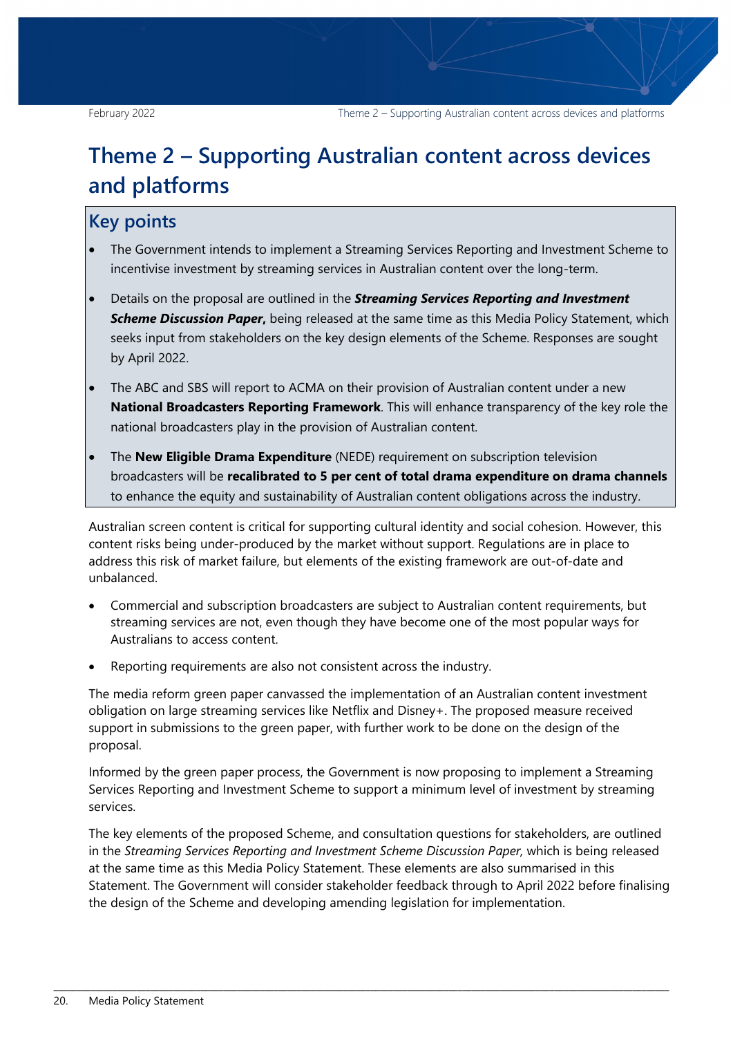# Theme 2 – Supporting Australian content across devices and platforms

## Key points

- The Government intends to implement a Streaming Services Reporting and Investment Scheme to incentivise investment by streaming services in Australian content over the long-term.
- Details on the proposal are outlined in the ***Streaming Services Reporting and Investment Scheme Discussion Paper*****,** being released at the same time as this Media Policy Statement, which seeks input from stakeholders on the key design elements of the Scheme. Responses are sought by April 2022.
- The ABC and SBS will report to ACMA on their provision of Australian content under a new **National Broadcasters Reporting Framework**. This will enhance transparency of the key role the national broadcasters play in the provision of Australian content.
- The **New Eligible Drama Expenditure** (NEDE) requirement on subscription television broadcasters will be **recalibrated to 5 per cent of total drama expenditure on drama channels** to enhance the equity and sustainability of Australian content obligations across the industry.

Australian screen content is critical for supporting cultural identity and social cohesion. However, this content risks being under-produced by the market without support. Regulations are in place to address this risk of market failure, but elements of the existing framework are out-of-date and unbalanced.

- Commercial and subscription broadcasters are subject to Australian content requirements, but streaming services are not, even though they have become one of the most popular ways for Australians to access content.
- Reporting requirements are also not consistent across the industry.

The media reform green paper canvassed the implementation of an Australian content investment obligation on large streaming services like Netflix and Disney+. The proposed measure received support in submissions to the green paper, with further work to be done on the design of the proposal.

Informed by the green paper process, the Government is now proposing to implement a Streaming Services Reporting and Investment Scheme to support a minimum level of investment by streaming services.

The key elements of the proposed Scheme, and consultation questions for stakeholders, are outlined in the *Streaming Services Reporting and Investment Scheme Discussion Paper,* which is being released at the same time as this Media Policy Statement. These elements are also summarised in this Statement. The Government will consider stakeholder feedback through to April 2022 before finalising the design of the Scheme and developing amending legislation for implementation.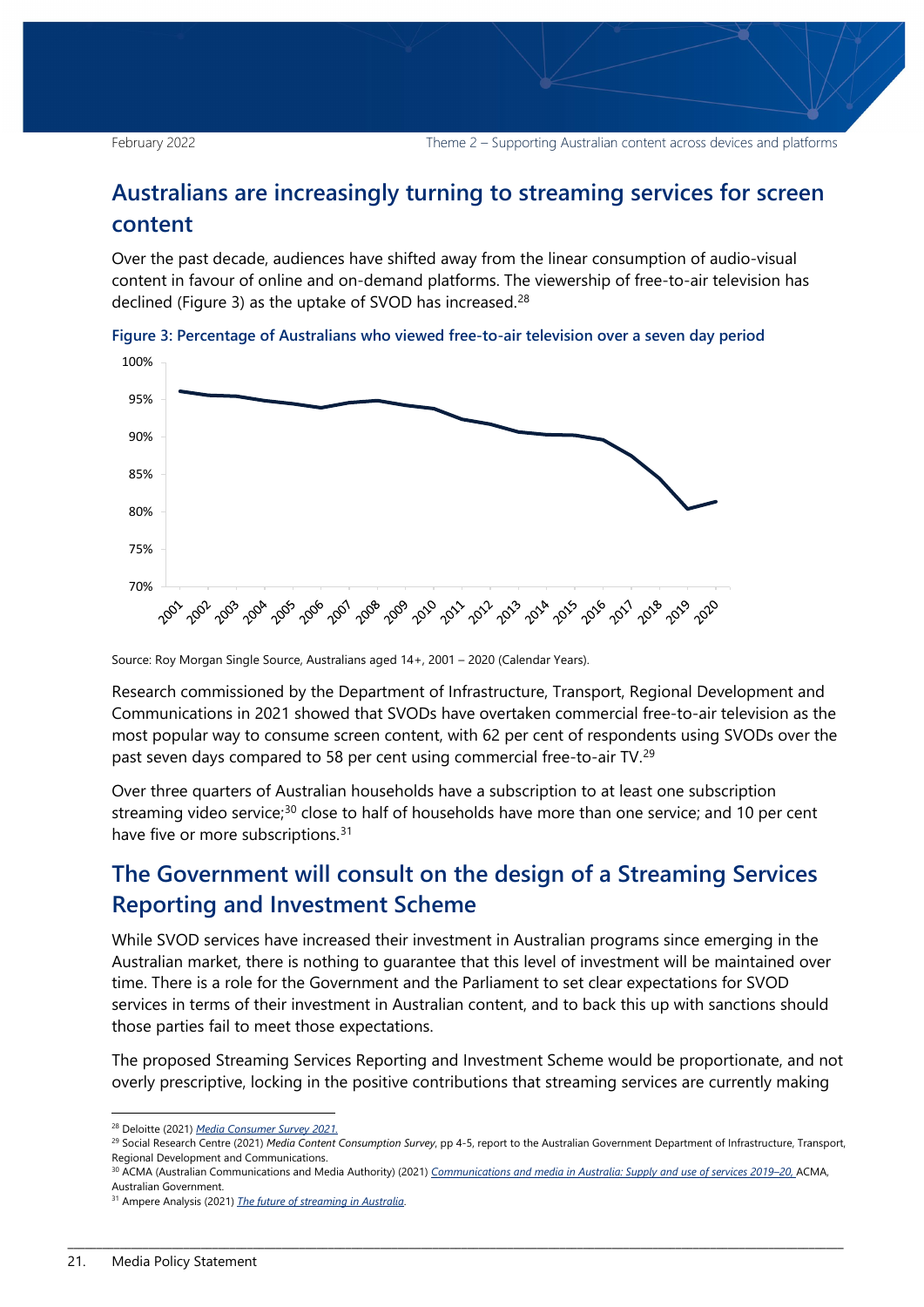## Australians are increasingly turning to streaming services for screen content

Over the past decade, audiences have shifted away from the linear consumption of audio-visual content in favour of online and on-demand platforms. The viewership of free-to-air television has declined (Figure 3) as the uptake of SVOD has increased.[28]

**Figure 3: Percentage of Australians who viewed free-to-air television over a seven day period**

Source: Roy Morgan Single Source, Australians aged 14+, 2001 – 2020 (Calendar Years).

Research commissioned by the Department of Infrastructure, Transport, Regional Development and Communications in 2021 showed that SVODs have overtaken commercial free-to-air television as the most popular way to consume screen content, with 62 per cent of respondents using SVODs over the past seven days compared to 58 per cent using commercial free-to-air TV.[29]

Over three quarters of Australian households have a subscription to at least one subscription streaming video service;[30] close to half of households have more than one service; and 10 per cent have five or more subscriptions.[31]

## The Government will consult on the design of a Streaming Services Reporting and Investment Scheme

While SVOD services have increased their investment in Australian programs since emerging in the Australian market, there is nothing to guarantee that this level of investment will be maintained over time. There is a role for the Government and the Parliament to set clear expectations for SVOD services in terms of their investment in Australian content, and to back this up with sanctions should those parties fail to meet those expectations.

The proposed Streaming Services Reporting and Investment Scheme would be proportionate, and not overly prescriptive, locking in the positive contributions that streaming services are currently making

---

[28] Deloitte (2021) *Media Consumer Survey 2021.*

[29] Social Research Centre (2021) *Media Content Consumption Survey*, pp 4-5, report to the Australian Government Department of Infrastructure, Transport, Regional Development and Communications.

[30] ACMA (Australian Communications and Media Authority) (2021) *Communications and media in Australia: Supply and use of services 2019–20,* ACMA, Australian Government.

[31] Ampere Analysis (2021) *The future of streaming in Australia*.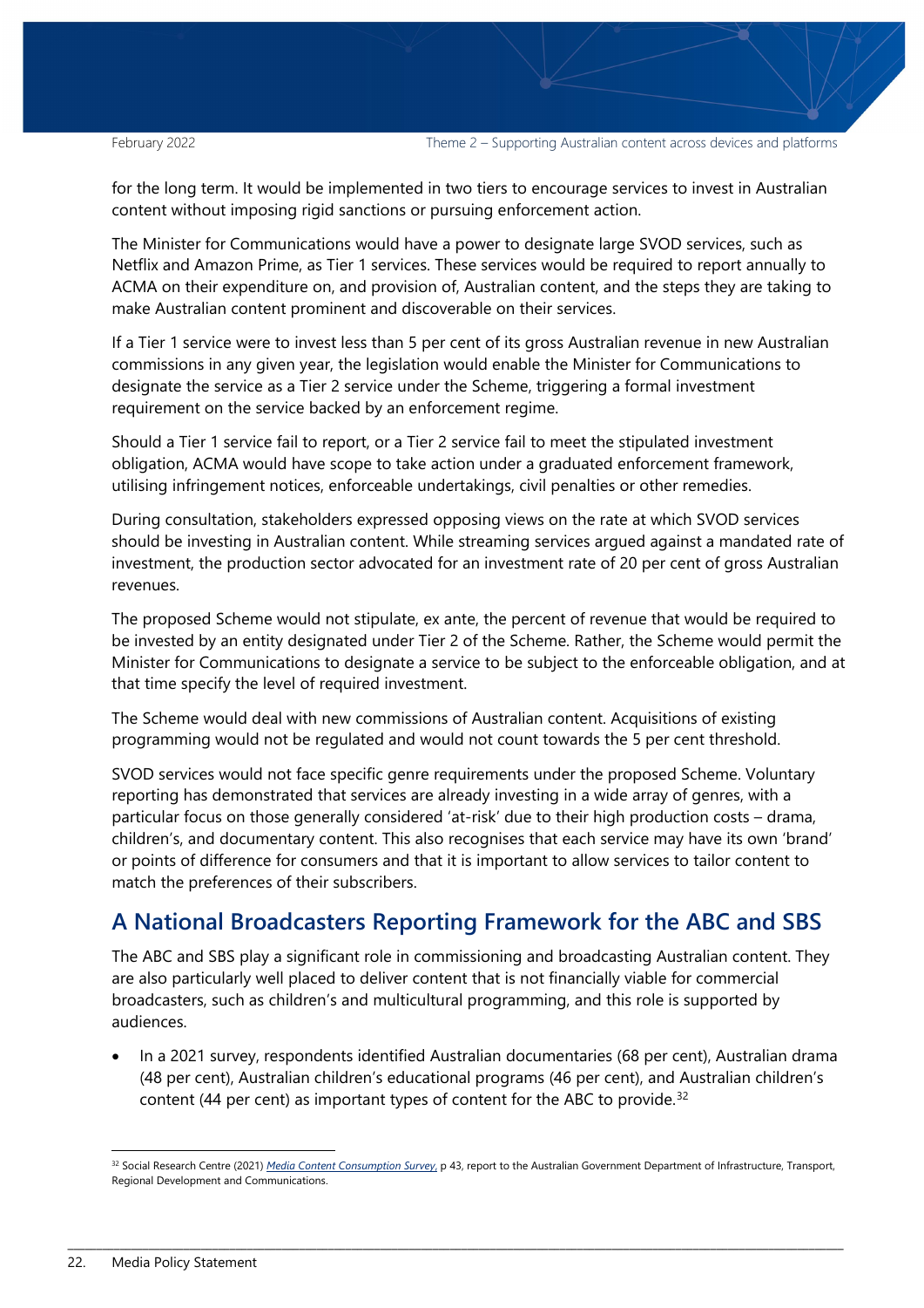for the long term. It would be implemented in two tiers to encourage services to invest in Australian content without imposing rigid sanctions or pursuing enforcement action.

The Minister for Communications would have a power to designate large SVOD services, such as Netflix and Amazon Prime, as Tier 1 services. These services would be required to report annually to ACMA on their expenditure on, and provision of, Australian content, and the steps they are taking to make Australian content prominent and discoverable on their services.

If a Tier 1 service were to invest less than 5 per cent of its gross Australian revenue in new Australian commissions in any given year, the legislation would enable the Minister for Communications to designate the service as a Tier 2 service under the Scheme, triggering a formal investment requirement on the service backed by an enforcement regime.

Should a Tier 1 service fail to report, or a Tier 2 service fail to meet the stipulated investment obligation, ACMA would have scope to take action under a graduated enforcement framework, utilising infringement notices, enforceable undertakings, civil penalties or other remedies.

During consultation, stakeholders expressed opposing views on the rate at which SVOD services should be investing in Australian content. While streaming services argued against a mandated rate of investment, the production sector advocated for an investment rate of 20 per cent of gross Australian revenues.

The proposed Scheme would not stipulate, ex ante, the percent of revenue that would be required to be invested by an entity designated under Tier 2 of the Scheme. Rather, the Scheme would permit the Minister for Communications to designate a service to be subject to the enforceable obligation, and at that time specify the level of required investment.

The Scheme would deal with new commissions of Australian content. Acquisitions of existing programming would not be regulated and would not count towards the 5 per cent threshold.

SVOD services would not face specific genre requirements under the proposed Scheme. Voluntary reporting has demonstrated that services are already investing in a wide array of genres, with a particular focus on those generally considered 'at-risk' due to their high production costs – drama, children's, and documentary content. This also recognises that each service may have its own 'brand' or points of difference for consumers and that it is important to allow services to tailor content to match the preferences of their subscribers.

## A National Broadcasters Reporting Framework for the ABC and SBS

The ABC and SBS play a significant role in commissioning and broadcasting Australian content. They are also particularly well placed to deliver content that is not financially viable for commercial broadcasters, such as children's and multicultural programming, and this role is supported by audiences.

- In a 2021 survey, respondents identified Australian documentaries (68 per cent), Australian drama (48 per cent), Australian children's educational programs (46 per cent), and Australian children's content (44 per cent) as important types of content for the ABC to provide.[32]

[32] Social Research Centre (2021) *Media Content Consumption Survey*, p 43, report to the Australian Government Department of Infrastructure, Transport, Regional Development and Communications.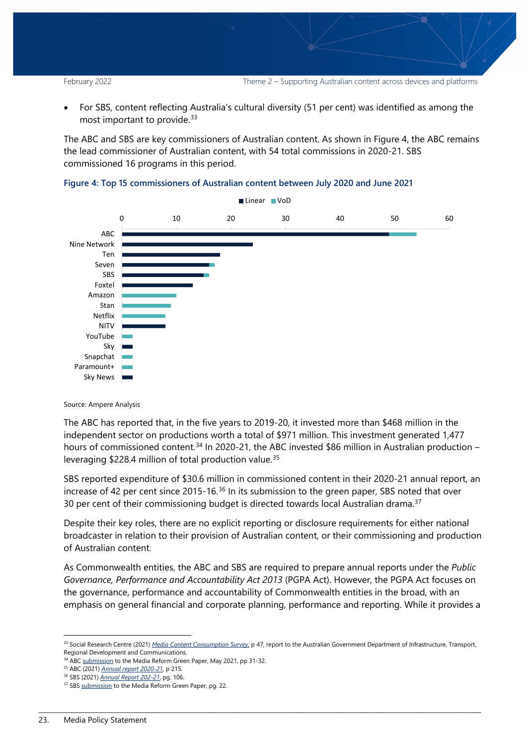- For SBS, content reflecting Australia's cultural diversity (51 per cent) was identified as among the most important to provide.[33]

The ABC and SBS are key commissioners of Australian content. As shown in Figure 4, the ABC remains the lead commissioner of Australian content, with 54 total commissions in 2020-21. SBS commissioned 16 programs in this period.

**Figure 4: Top 15 commissioners of Australian content between July 2020 and June 2021**

Source: Ampere Analysis

The ABC has reported that, in the five years to 2019-20, it invested more than $468 million in the independent sector on productions worth a total of $971 million. This investment generated 1,477 hours of commissioned content.[34] In 2020-21, the ABC invested $86 million in Australian production – leveraging $228.4 million of total production value.[35]

SBS reported expenditure of $30.6 million in commissioned content in their 2020-21 annual report, an increase of 42 per cent since 2015-16.[36] In its submission to the green paper, SBS noted that over 30 per cent of their commissioning budget is directed towards local Australian drama.[37]

Despite their key roles, there are no explicit reporting or disclosure requirements for either national broadcaster in relation to their provision of Australian content, or their commissioning and production of Australian content.

As Commonwealth entities, the ABC and SBS are required to prepare annual reports under the *Public Governance, Performance and Accountability Act 2013* (PGPA Act). However, the PGPA Act focuses on the governance, performance and accountability of Commonwealth entities in the broad, with an emphasis on general financial and corporate planning, performance and reporting. While it provides a

---

[33] Social Research Centre (2021) *Media Content Consumption Survey*, p 47, report to the Australian Government Department of Infrastructure, Transport, Regional Development and Communications.
[34] ABC submission to the Media Reform Green Paper, May 2021, pp 31-32.
[35] ABC (2021) *Annual report 2020-21*, p 215.
[36] SBS (2021) *Annual Report 202-21*, pg. 106.
[37] SBS submission to the Media Reform Green Paper, pg. 22.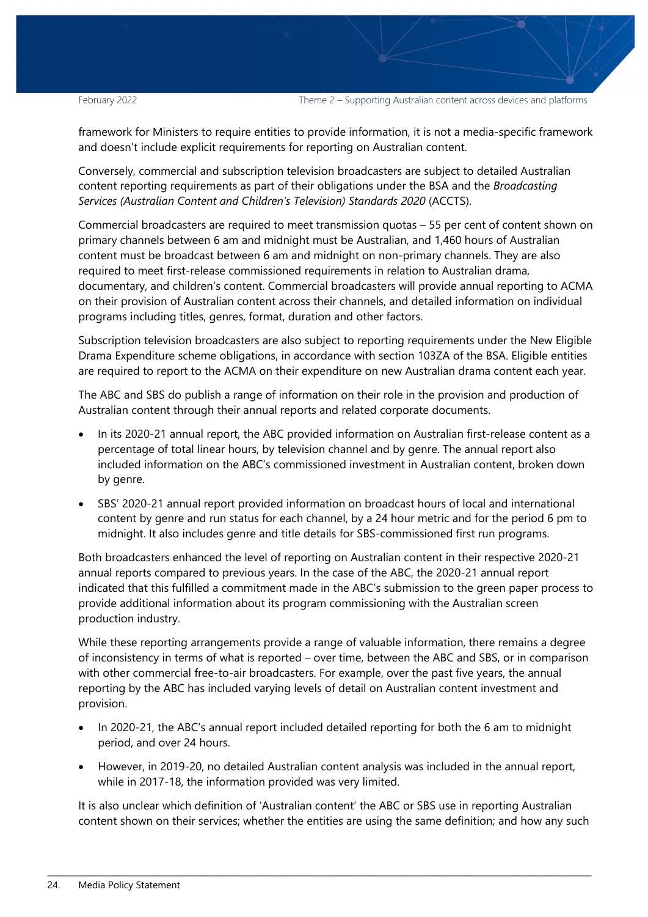framework for Ministers to require entities to provide information, it is not a media-specific framework and doesn't include explicit requirements for reporting on Australian content.

Conversely, commercial and subscription television broadcasters are subject to detailed Australian content reporting requirements as part of their obligations under the BSA and the *Broadcasting Services (Australian Content and Children's Television) Standards 2020* (ACCTS).

Commercial broadcasters are required to meet transmission quotas – 55 per cent of content shown on primary channels between 6 am and midnight must be Australian, and 1,460 hours of Australian content must be broadcast between 6 am and midnight on non-primary channels. They are also required to meet first-release commissioned requirements in relation to Australian drama, documentary, and children's content. Commercial broadcasters will provide annual reporting to ACMA on their provision of Australian content across their channels, and detailed information on individual programs including titles, genres, format, duration and other factors.

Subscription television broadcasters are also subject to reporting requirements under the New Eligible Drama Expenditure scheme obligations, in accordance with section 103ZA of the BSA. Eligible entities are required to report to the ACMA on their expenditure on new Australian drama content each year.

The ABC and SBS do publish a range of information on their role in the provision and production of Australian content through their annual reports and related corporate documents.

- In its 2020-21 annual report, the ABC provided information on Australian first-release content as a percentage of total linear hours, by television channel and by genre. The annual report also included information on the ABC's commissioned investment in Australian content, broken down by genre.
- SBS' 2020-21 annual report provided information on broadcast hours of local and international content by genre and run status for each channel, by a 24 hour metric and for the period 6 pm to midnight. It also includes genre and title details for SBS-commissioned first run programs.

Both broadcasters enhanced the level of reporting on Australian content in their respective 2020-21 annual reports compared to previous years. In the case of the ABC, the 2020-21 annual report indicated that this fulfilled a commitment made in the ABC's submission to the green paper process to provide additional information about its program commissioning with the Australian screen production industry.

While these reporting arrangements provide a range of valuable information, there remains a degree of inconsistency in terms of what is reported – over time, between the ABC and SBS, or in comparison with other commercial free-to-air broadcasters. For example, over the past five years, the annual reporting by the ABC has included varying levels of detail on Australian content investment and provision.

- In 2020-21, the ABC's annual report included detailed reporting for both the 6 am to midnight period, and over 24 hours.
- However, in 2019-20, no detailed Australian content analysis was included in the annual report, while in 2017-18, the information provided was very limited.

It is also unclear which definition of 'Australian content' the ABC or SBS use in reporting Australian content shown on their services; whether the entities are using the same definition; and how any such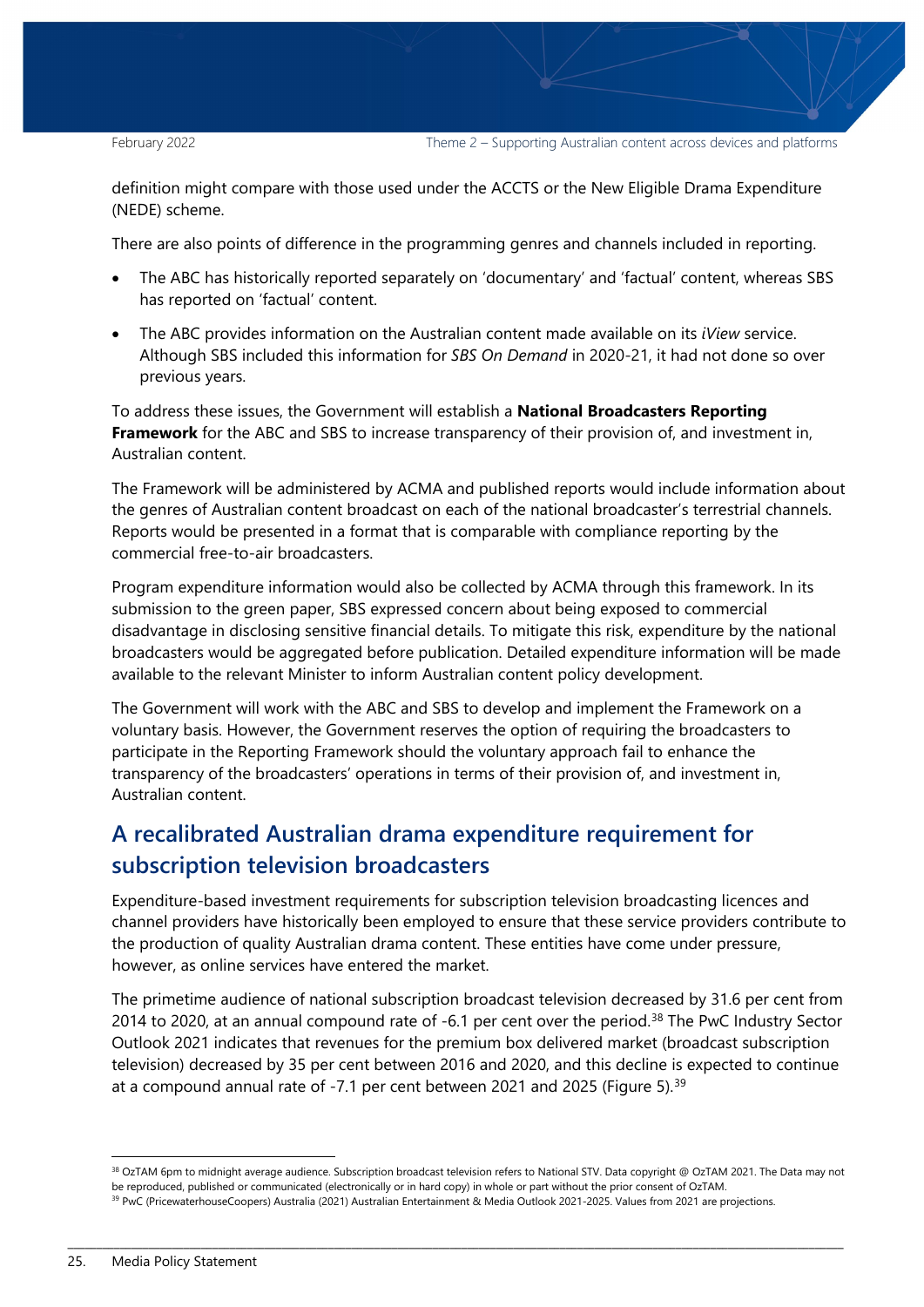definition might compare with those used under the ACCTS or the New Eligible Drama Expenditure (NEDE) scheme.

There are also points of difference in the programming genres and channels included in reporting.

- The ABC has historically reported separately on 'documentary' and 'factual' content, whereas SBS has reported on 'factual' content.
- The ABC provides information on the Australian content made available on its *iView* service. Although SBS included this information for *SBS On Demand* in 2020-21, it had not done so over previous years.

To address these issues, the Government will establish a **National Broadcasters Reporting Framework** for the ABC and SBS to increase transparency of their provision of, and investment in, Australian content.

The Framework will be administered by ACMA and published reports would include information about the genres of Australian content broadcast on each of the national broadcaster's terrestrial channels. Reports would be presented in a format that is comparable with compliance reporting by the commercial free-to-air broadcasters.

Program expenditure information would also be collected by ACMA through this framework. In its submission to the green paper, SBS expressed concern about being exposed to commercial disadvantage in disclosing sensitive financial details. To mitigate this risk, expenditure by the national broadcasters would be aggregated before publication. Detailed expenditure information will be made available to the relevant Minister to inform Australian content policy development.

The Government will work with the ABC and SBS to develop and implement the Framework on a voluntary basis. However, the Government reserves the option of requiring the broadcasters to participate in the Reporting Framework should the voluntary approach fail to enhance the transparency of the broadcasters' operations in terms of their provision of, and investment in, Australian content.

## A recalibrated Australian drama expenditure requirement for subscription television broadcasters

Expenditure-based investment requirements for subscription television broadcasting licences and channel providers have historically been employed to ensure that these service providers contribute to the production of quality Australian drama content. These entities have come under pressure, however, as online services have entered the market.

The primetime audience of national subscription broadcast television decreased by 31.6 per cent from 2014 to 2020, at an annual compound rate of -6.1 per cent over the period.[38] The PwC Industry Sector Outlook 2021 indicates that revenues for the premium box delivered market (broadcast subscription television) decreased by 35 per cent between 2016 and 2020, and this decline is expected to continue at a compound annual rate of -7.1 per cent between 2021 and 2025 (Figure 5).[39]

---

[38] OzTAM 6pm to midnight average audience. Subscription broadcast television refers to National STV. Data copyright @ OzTAM 2021. The Data may not be reproduced, published or communicated (electronically or in hard copy) in whole or part without the prior consent of OzTAM.

[39] PwC (PricewaterhouseCoopers) Australia (2021) Australian Entertainment & Media Outlook 2021-2025. Values from 2021 are projections.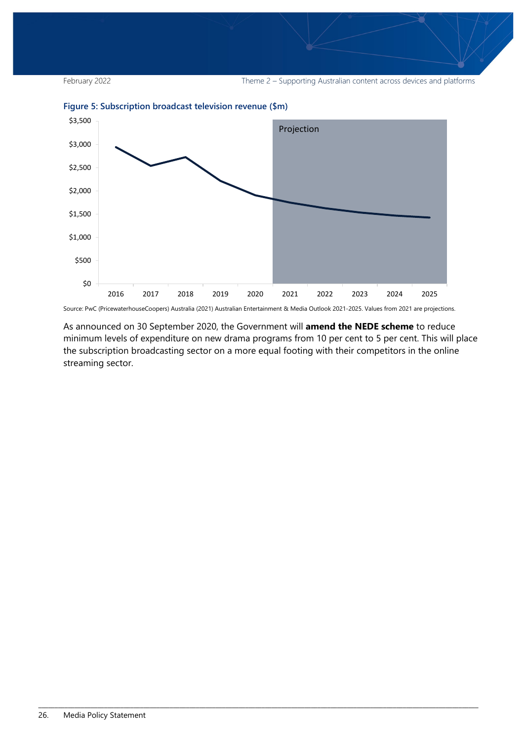**Figure 5: Subscription broadcast television revenue ($m)**

Source: PwC (PricewaterhouseCoopers) Australia (2021) Australian Entertainment & Media Outlook 2021-2025. Values from 2021 are projections.

As announced on 30 September 2020, the Government will **amend the NEDE scheme** to reduce minimum levels of expenditure on new drama programs from 10 per cent to 5 per cent. This will place the subscription broadcasting sector on a more equal footing with their competitors in the online streaming sector.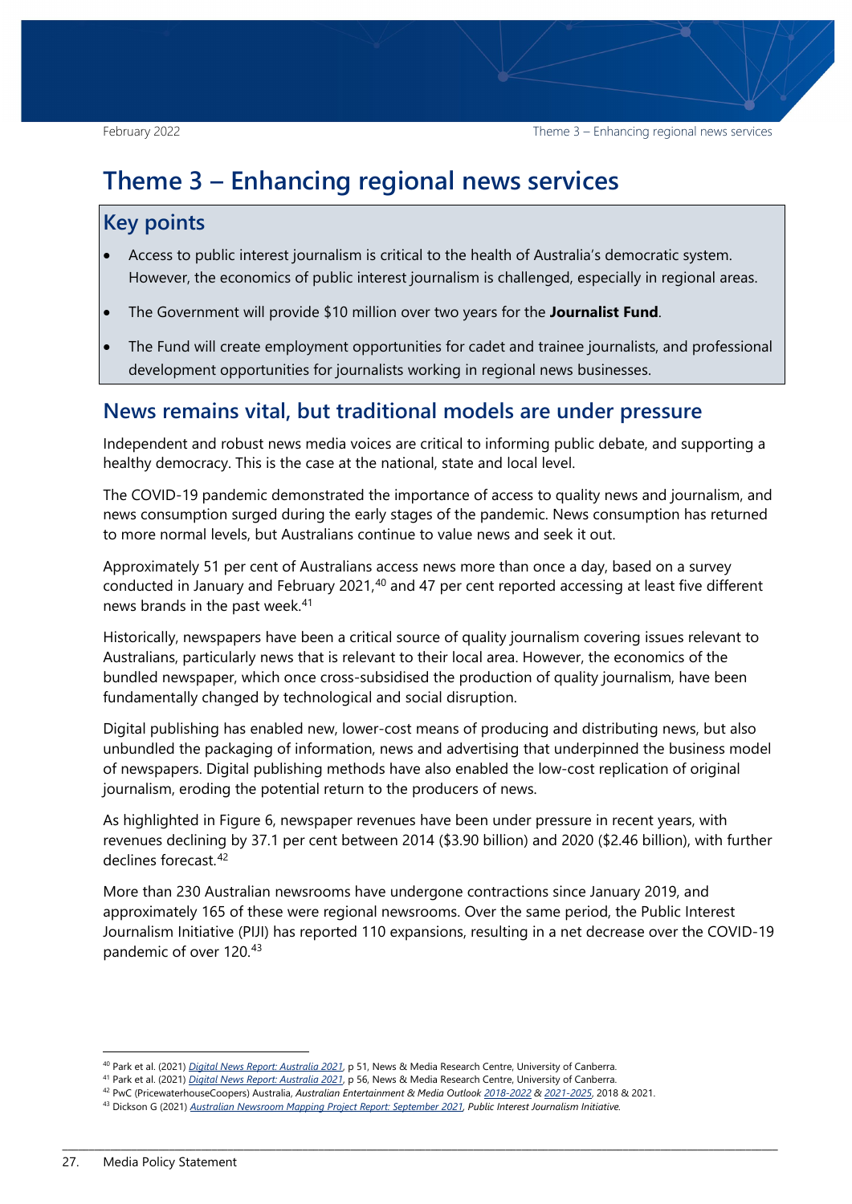# Theme 3 – Enhancing regional news services

## Key points

- Access to public interest journalism is critical to the health of Australia's democratic system. However, the economics of public interest journalism is challenged, especially in regional areas.
- The Government will provide $10 million over two years for the **Journalist Fund**.
- The Fund will create employment opportunities for cadet and trainee journalists, and professional development opportunities for journalists working in regional news businesses.

## News remains vital, but traditional models are under pressure

Independent and robust news media voices are critical to informing public debate, and supporting a healthy democracy. This is the case at the national, state and local level.

The COVID-19 pandemic demonstrated the importance of access to quality news and journalism, and news consumption surged during the early stages of the pandemic. News consumption has returned to more normal levels, but Australians continue to value news and seek it out.

Approximately 51 per cent of Australians access news more than once a day, based on a survey conducted in January and February 2021,[40] and 47 per cent reported accessing at least five different news brands in the past week.[41]

Historically, newspapers have been a critical source of quality journalism covering issues relevant to Australians, particularly news that is relevant to their local area. However, the economics of the bundled newspaper, which once cross-subsidised the production of quality journalism, have been fundamentally changed by technological and social disruption.

Digital publishing has enabled new, lower-cost means of producing and distributing news, but also unbundled the packaging of information, news and advertising that underpinned the business model of newspapers. Digital publishing methods have also enabled the low-cost replication of original journalism, eroding the potential return to the producers of news.

As highlighted in Figure 6, newspaper revenues have been under pressure in recent years, with revenues declining by 37.1 per cent between 2014 ($3.90 billion) and 2020 ($2.46 billion), with further declines forecast.[42]

More than 230 Australian newsrooms have undergone contractions since January 2019, and approximately 165 of these were regional newsrooms. Over the same period, the Public Interest Journalism Initiative (PIJI) has reported 110 expansions, resulting in a net decrease over the COVID-19 pandemic of over 120.[43]

---

[40] Park et al. (2021) *Digital News Report: Australia 2021*, p 51, News & Media Research Centre, University of Canberra.

[41] Park et al. (2021) *Digital News Report: Australia 2021*, p 56, News & Media Research Centre, University of Canberra.

[42] PwC (PricewaterhouseCoopers) Australia, *Australian Entertainment & Media Outlook 2018-2022 & 2021-2025*, 2018 & 2021.

[43] Dickson G (2021) *Australian Newsroom Mapping Project Report: September 2021, Public Interest Journalism Initiative.*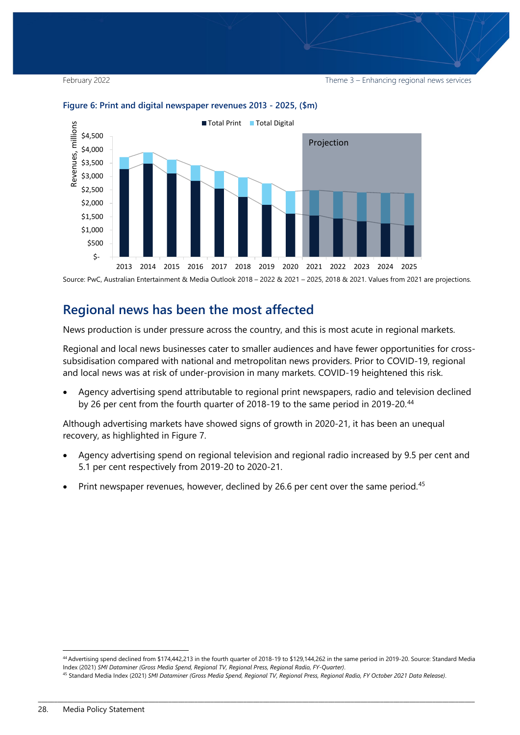**Figure 6: Print and digital newspaper revenues 2013 - 2025, ($m)**

Source: PwC, Australian Entertainment & Media Outlook 2018 – 2022 & 2021 – 2025, 2018 & 2021. Values from 2021 are projections.

## Regional news has been the most affected

News production is under pressure across the country, and this is most acute in regional markets.

Regional and local news businesses cater to smaller audiences and have fewer opportunities for cross-subsidisation compared with national and metropolitan news providers. Prior to COVID-19, regional and local news was at risk of under-provision in many markets. COVID-19 heightened this risk.

- Agency advertising spend attributable to regional print newspapers, radio and television declined by 26 per cent from the fourth quarter of 2018-19 to the same period in 2019-20.[44]

Although advertising markets have showed signs of growth in 2020-21, it has been an unequal recovery, as highlighted in Figure 7.

- Agency advertising spend on regional television and regional radio increased by 9.5 per cent and 5.1 per cent respectively from 2019-20 to 2020-21.
- Print newspaper revenues, however, declined by 26.6 per cent over the same period.[45]

[44] Advertising spend declined from $174,442,213 in the fourth quarter of 2018-19 to $129,144,262 in the same period in 2019-20. Source: Standard Media Index (2021) *SMI Dataminer (Gross Media Spend, Regional TV, Regional Press, Regional Radio, FY-Quarter)*.

[45] Standard Media Index (2021) *SMI Dataminer (Gross Media Spend, Regional TV, Regional Press, Regional Radio, FY October 2021 Data Release)*.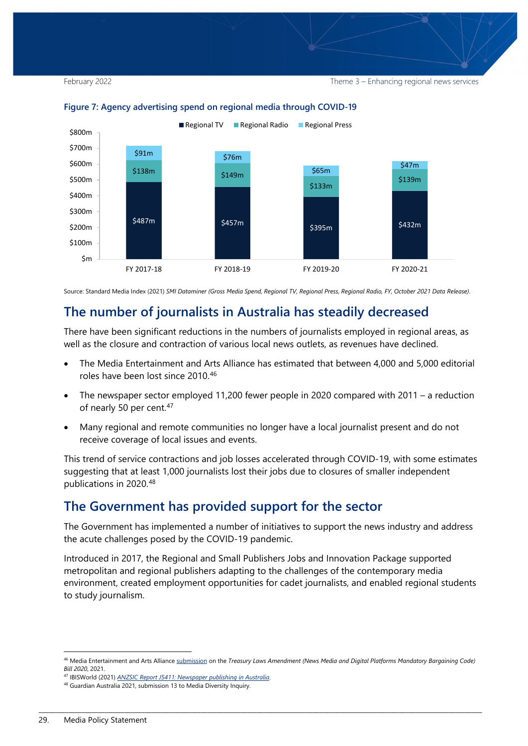**Figure 7: Agency advertising spend on regional media through COVID-19**

| | FY 2017-18 | FY 2018-19 | FY 2019-20 | FY 2020-21 |
|---|---|---|---|---|
| Regional TV | $487m | $457m | $395m | $432m |
| Regional Radio | $138m | $149m | $133m | $139m |
| Regional Press | $91m | $76m | $65m | $47m |

Source: Standard Media Index (2021) *SMI Dataminer (Gross Media Spend, Regional TV, Regional Press, Regional Radio, FY, October 2021 Data Release).*

## The number of journalists in Australia has steadily decreased

There have been significant reductions in the numbers of journalists employed in regional areas, as well as the closure and contraction of various local news outlets, as revenues have declined.

- The Media Entertainment and Arts Alliance has estimated that between 4,000 and 5,000 editorial roles have been lost since 2010.[46]
- The newspaper sector employed 11,200 fewer people in 2020 compared with 2011 – a reduction of nearly 50 per cent.[47]
- Many regional and remote communities no longer have a local journalist present and do not receive coverage of local issues and events.

This trend of service contractions and job losses accelerated through COVID-19, with some estimates suggesting that at least 1,000 journalists lost their jobs due to closures of smaller independent publications in 2020.[48]

## The Government has provided support for the sector

The Government has implemented a number of initiatives to support the news industry and address the acute challenges posed by the COVID-19 pandemic.

Introduced in 2017, the Regional and Small Publishers Jobs and Innovation Package supported metropolitan and regional publishers adapting to the challenges of the contemporary media environment, created employment opportunities for cadet journalists, and enabled regional students to study journalism.

---

[46] Media Entertainment and Arts Alliance submission on the *Treasury Laws Amendment (News Media and Digital Platforms Mandatory Bargaining Code) Bill 2020*, 2021.

[47] IBISWorld (2021) *ANZSIC Report J5411: Newspaper publishing in Australia*.

[48] Guardian Australia 2021, submission 13 to Media Diversity Inquiry.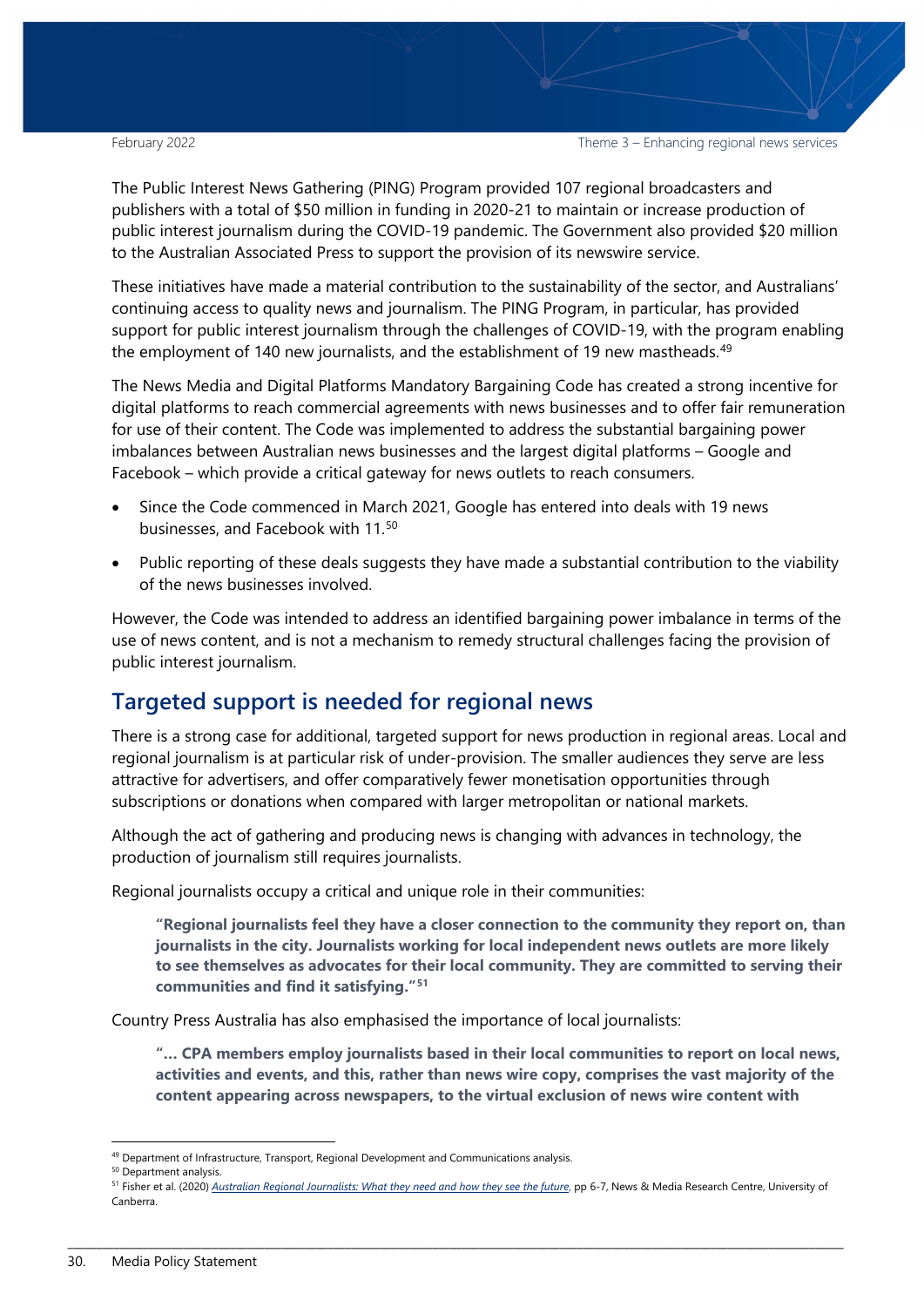The Public Interest News Gathering (PING) Program provided 107 regional broadcasters and publishers with a total of $50 million in funding in 2020-21 to maintain or increase production of public interest journalism during the COVID-19 pandemic. The Government also provided $20 million to the Australian Associated Press to support the provision of its newswire service.

These initiatives have made a material contribution to the sustainability of the sector, and Australians' continuing access to quality news and journalism. The PING Program, in particular, has provided support for public interest journalism through the challenges of COVID-19, with the program enabling the employment of 140 new journalists, and the establishment of 19 new mastheads.[49]

The News Media and Digital Platforms Mandatory Bargaining Code has created a strong incentive for digital platforms to reach commercial agreements with news businesses and to offer fair remuneration for use of their content. The Code was implemented to address the substantial bargaining power imbalances between Australian news businesses and the largest digital platforms – Google and Facebook – which provide a critical gateway for news outlets to reach consumers.

- Since the Code commenced in March 2021, Google has entered into deals with 19 news businesses, and Facebook with 11.[50]
- Public reporting of these deals suggests they have made a substantial contribution to the viability of the news businesses involved.

However, the Code was intended to address an identified bargaining power imbalance in terms of the use of news content, and is not a mechanism to remedy structural challenges facing the provision of public interest journalism.

## Targeted support is needed for regional news

There is a strong case for additional, targeted support for news production in regional areas. Local and regional journalism is at particular risk of under-provision. The smaller audiences they serve are less attractive for advertisers, and offer comparatively fewer monetisation opportunities through subscriptions or donations when compared with larger metropolitan or national markets.

Although the act of gathering and producing news is changing with advances in technology, the production of journalism still requires journalists.

Regional journalists occupy a critical and unique role in their communities:

> **"Regional journalists feel they have a closer connection to the community they report on, than journalists in the city. Journalists working for local independent news outlets are more likely to see themselves as advocates for their local community. They are committed to serving their communities and find it satisfying."[51]**

Country Press Australia has also emphasised the importance of local journalists:

> **"… CPA members employ journalists based in their local communities to report on local news, activities and events, and this, rather than news wire copy, comprises the vast majority of the content appearing across newspapers, to the virtual exclusion of news wire content with**

---

[49] Department of Infrastructure, Transport, Regional Development and Communications analysis.

[50] Department analysis.

[51] Fisher et al. (2020) *Australian Regional Journalists: What they need and how they see the future*, pp 6-7, News & Media Research Centre, University of Canberra.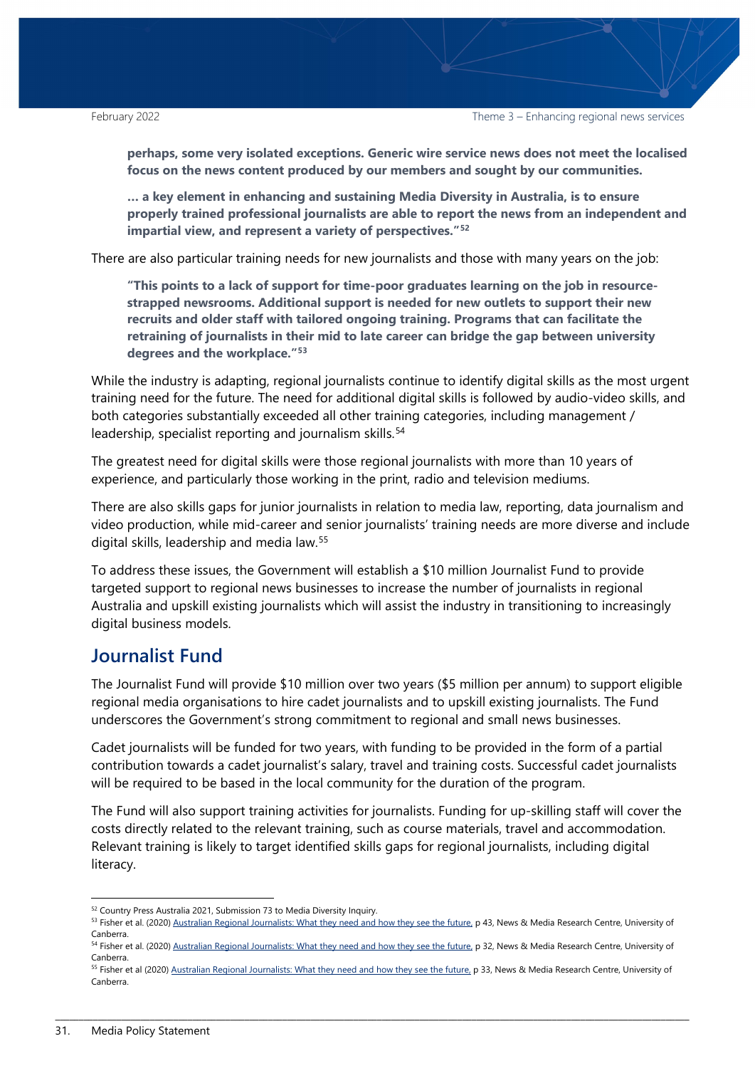**perhaps, some very isolated exceptions. Generic wire service news does not meet the localised focus on the news content produced by our members and sought by our communities.**

**… a key element in enhancing and sustaining Media Diversity in Australia, is to ensure properly trained professional journalists are able to report the news from an independent and impartial view, and represent a variety of perspectives."[52]**

There are also particular training needs for new journalists and those with many years on the job:

**"This points to a lack of support for time-poor graduates learning on the job in resource-strapped newsrooms. Additional support is needed for new outlets to support their new recruits and older staff with tailored ongoing training. Programs that can facilitate the retraining of journalists in their mid to late career can bridge the gap between university degrees and the workplace."[53]**

While the industry is adapting, regional journalists continue to identify digital skills as the most urgent training need for the future. The need for additional digital skills is followed by audio-video skills, and both categories substantially exceeded all other training categories, including management / leadership, specialist reporting and journalism skills.[54]

The greatest need for digital skills were those regional journalists with more than 10 years of experience, and particularly those working in the print, radio and television mediums.

There are also skills gaps for junior journalists in relation to media law, reporting, data journalism and video production, while mid-career and senior journalists' training needs are more diverse and include digital skills, leadership and media law.[55]

To address these issues, the Government will establish a $10 million Journalist Fund to provide targeted support to regional news businesses to increase the number of journalists in regional Australia and upskill existing journalists which will assist the industry in transitioning to increasingly digital business models.

## Journalist Fund

The Journalist Fund will provide $10 million over two years ($5 million per annum) to support eligible regional media organisations to hire cadet journalists and to upskill existing journalists. The Fund underscores the Government's strong commitment to regional and small news businesses.

Cadet journalists will be funded for two years, with funding to be provided in the form of a partial contribution towards a cadet journalist's salary, travel and training costs. Successful cadet journalists will be required to be based in the local community for the duration of the program.

The Fund will also support training activities for journalists. Funding for up-skilling staff will cover the costs directly related to the relevant training, such as course materials, travel and accommodation. Relevant training is likely to target identified skills gaps for regional journalists, including digital literacy.

---

[52] Country Press Australia 2021, Submission 73 to Media Diversity Inquiry.

[53] Fisher et al. (2020) Australian Regional Journalists: What they need and how they see the future, p 43, News & Media Research Centre, University of Canberra.

[54] Fisher et al. (2020) Australian Regional Journalists: What they need and how they see the future, p 32, News & Media Research Centre, University of Canberra.

[55] Fisher et al (2020) Australian Regional Journalists: What they need and how they see the future, p 33, News & Media Research Centre, University of Canberra.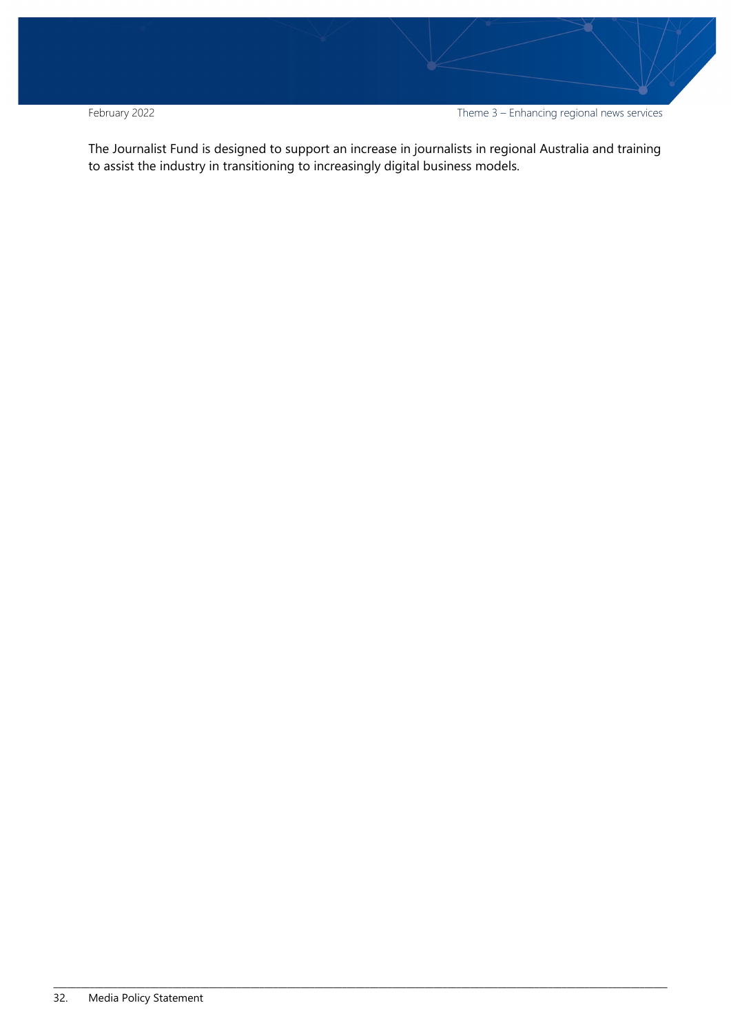The Journalist Fund is designed to support an increase in journalists in regional Australia and training to assist the industry in transitioning to increasingly digital business models.